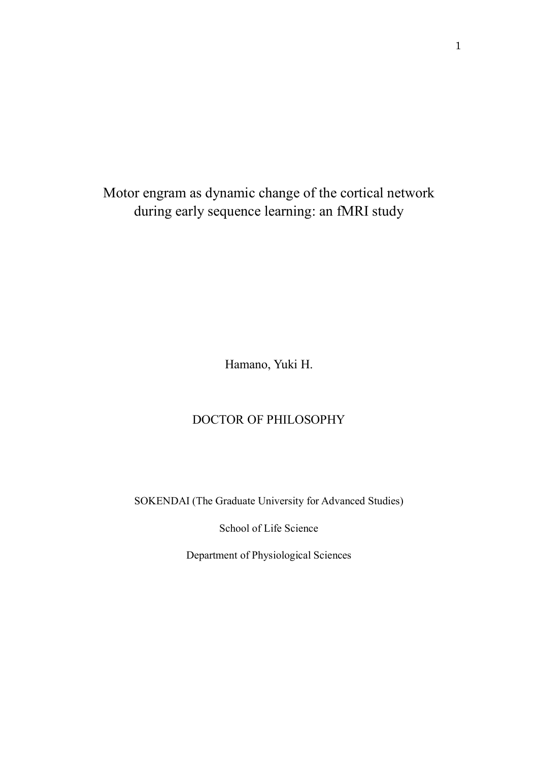# Motor engram as dynamic change of the cortical network during early sequence learning: an fMRI study

Hamano, Yuki H.

DOCTOR OF PHILOSOPHY

SOKENDAI (The Graduate University for Advanced Studies)

School of Life Science

Department of Physiological Sciences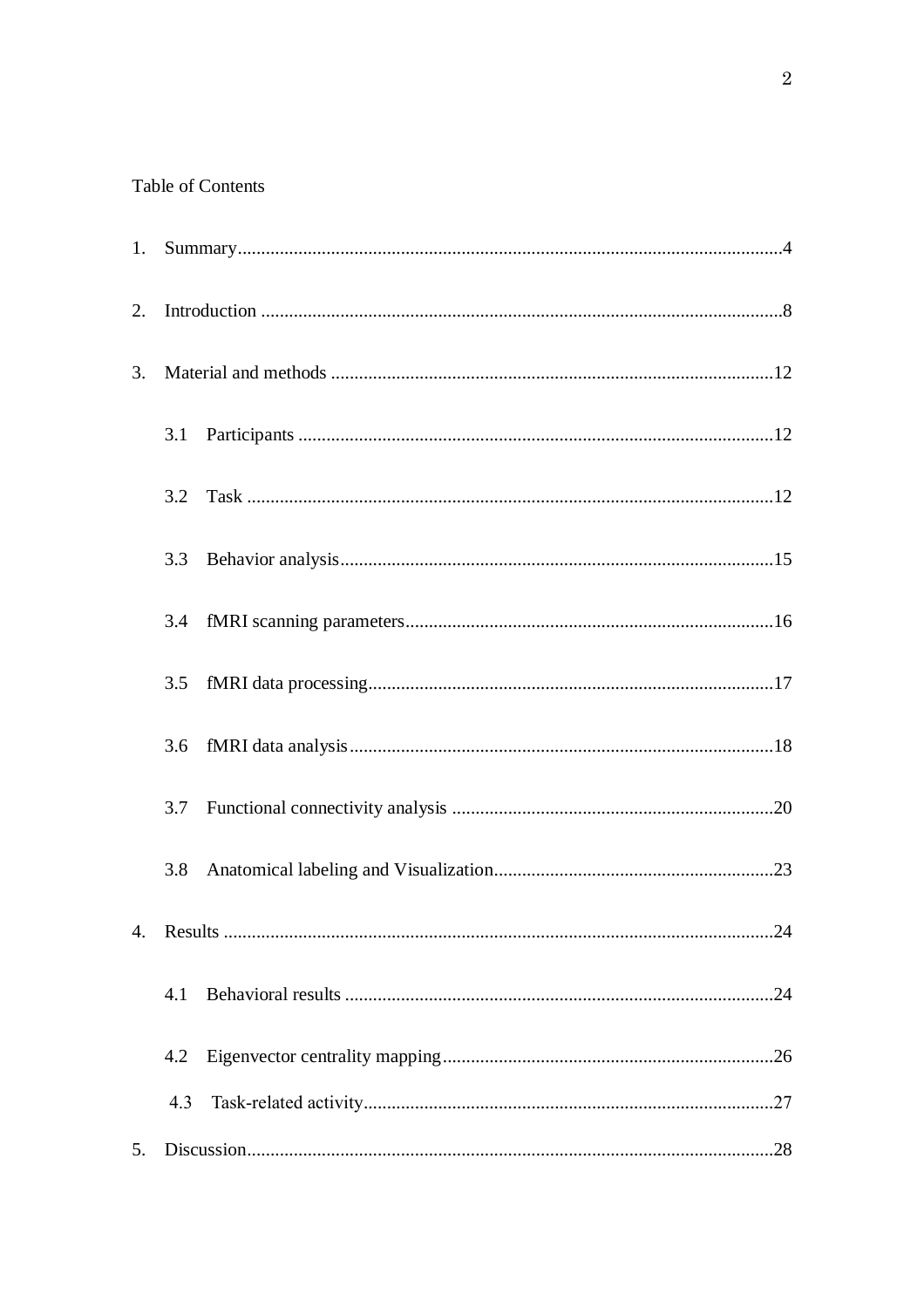Table of Contents

1. Summary....................................................................................................................4

2. Introduction ...............................................................................................................8

3. Material and methods ..............................................................................................12

   3.1 Participants .....................................................................................................12

   3.2 Task ................................................................................................................12

   3.3 Behavior analysis............................................................................................15

   3.4 fMRI scanning parameters..............................................................................16

   3.5 fMRI data processing......................................................................................17

   3.6 fMRI data analysis..........................................................................................18

   3.7 Functional connectivity analysis ....................................................................20

   3.8 Anatomical labeling and Visualization...........................................................23

4. Results .....................................................................................................................24

   4.1 Behavioral results ...........................................................................................24

   4.2 Eigenvector centrality mapping......................................................................26

   4.3 Task-related activity.......................................................................................27

5. Discussion................................................................................................................28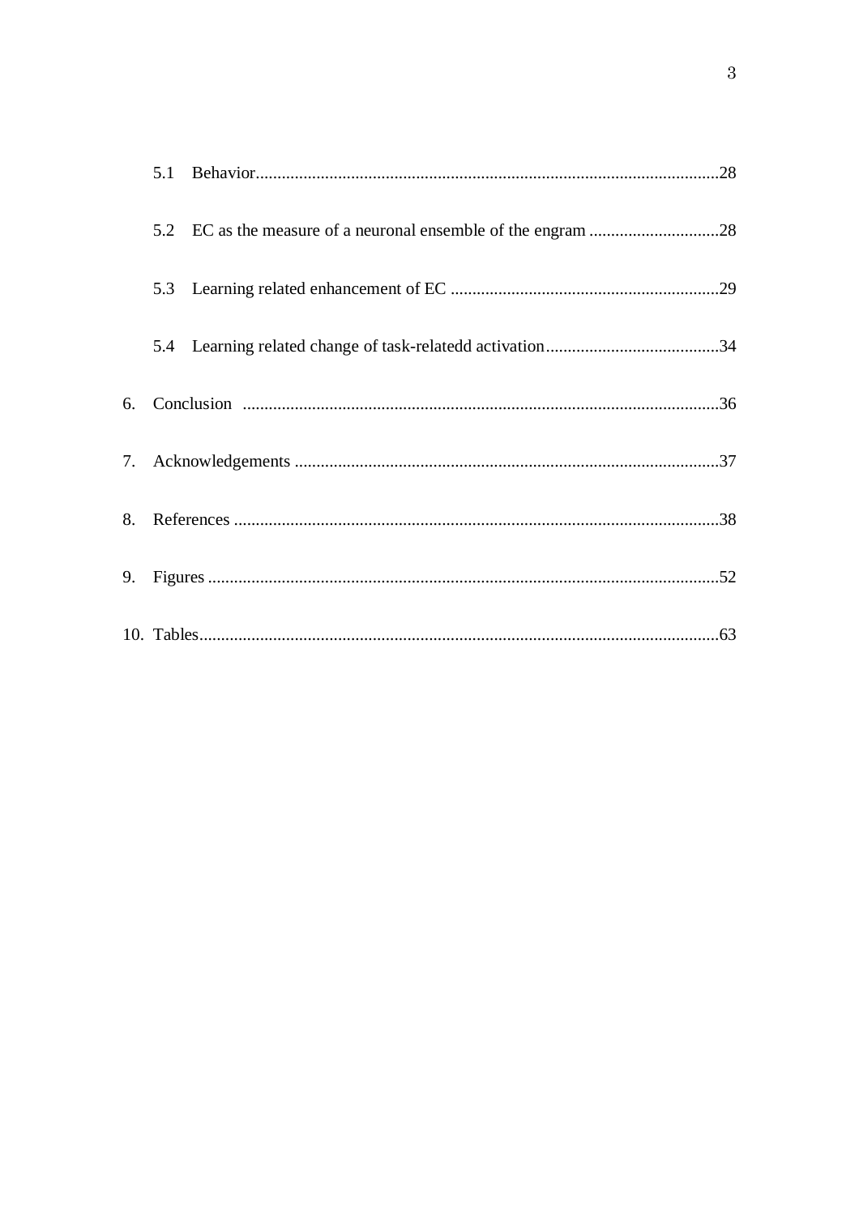5.1 Behavior ........................................................................................................28

5.2 EC as the measure of a neuronal ensemble of the engram ..............................28

5.3 Learning related enhancement of EC ..............................................................29

5.4 Learning related change of task-relatedd activation........................................34

6. Conclusion ..............................................................................................................36

7. Acknowledgements ..................................................................................................37

8. References ................................................................................................................38

9. Figures ......................................................................................................................52

10. Tables........................................................................................................................63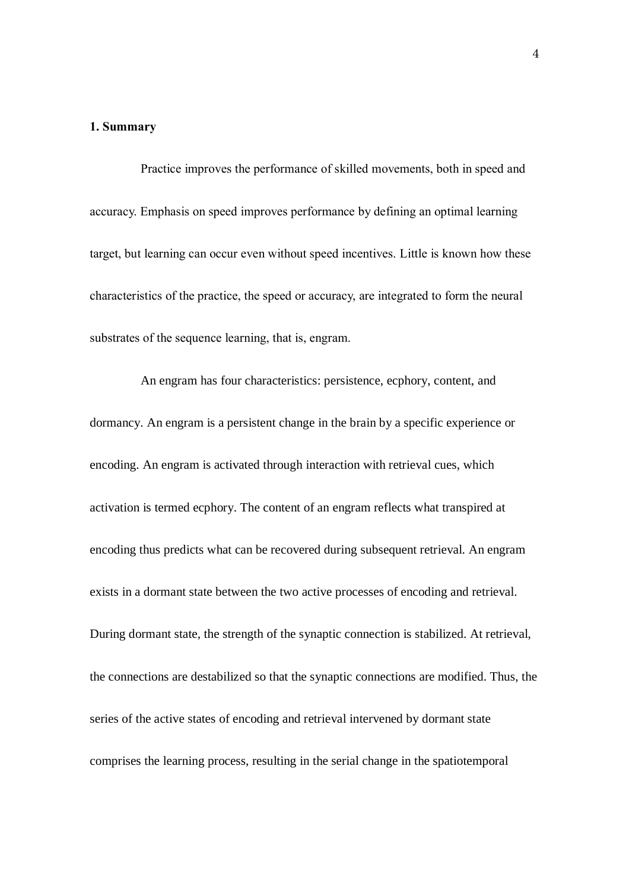## 1. Summary

Practice improves the performance of skilled movements, both in speed and accuracy. Emphasis on speed improves performance by defining an optimal learning target, but learning can occur even without speed incentives. Little is known how these characteristics of the practice, the speed or accuracy, are integrated to form the neural substrates of the sequence learning, that is, engram.

An engram has four characteristics: persistence, ecphory, content, and dormancy. An engram is a persistent change in the brain by a specific experience or encoding. An engram is activated through interaction with retrieval cues, which activation is termed ecphory. The content of an engram reflects what transpired at encoding thus predicts what can be recovered during subsequent retrieval. An engram exists in a dormant state between the two active processes of encoding and retrieval. During dormant state, the strength of the synaptic connection is stabilized. At retrieval, the connections are destabilized so that the synaptic connections are modified. Thus, the series of the active states of encoding and retrieval intervened by dormant state comprises the learning process, resulting in the serial change in the spatiotemporal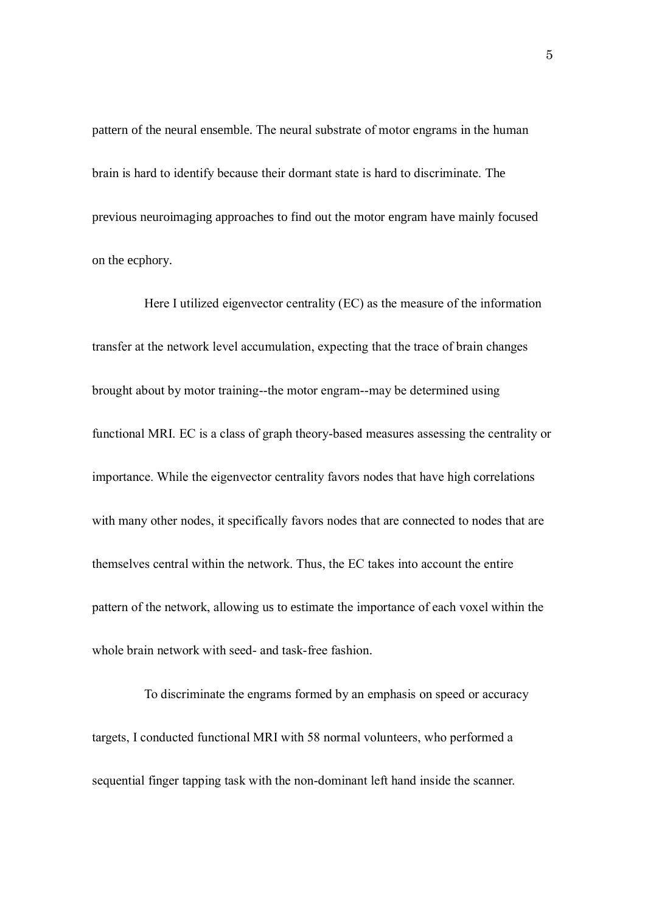pattern of the neural ensemble. The neural substrate of motor engrams in the human brain is hard to identify because their dormant state is hard to discriminate. The previous neuroimaging approaches to find out the motor engram have mainly focused on the ecphory.

Here I utilized eigenvector centrality (EC) as the measure of the information transfer at the network level accumulation, expecting that the trace of brain changes brought about by motor training--the motor engram--may be determined using functional MRI. EC is a class of graph theory-based measures assessing the centrality or importance. While the eigenvector centrality favors nodes that have high correlations with many other nodes, it specifically favors nodes that are connected to nodes that are themselves central within the network. Thus, the EC takes into account the entire pattern of the network, allowing us to estimate the importance of each voxel within the whole brain network with seed- and task-free fashion.

To discriminate the engrams formed by an emphasis on speed or accuracy targets, I conducted functional MRI with 58 normal volunteers, who performed a sequential finger tapping task with the non-dominant left hand inside the scanner.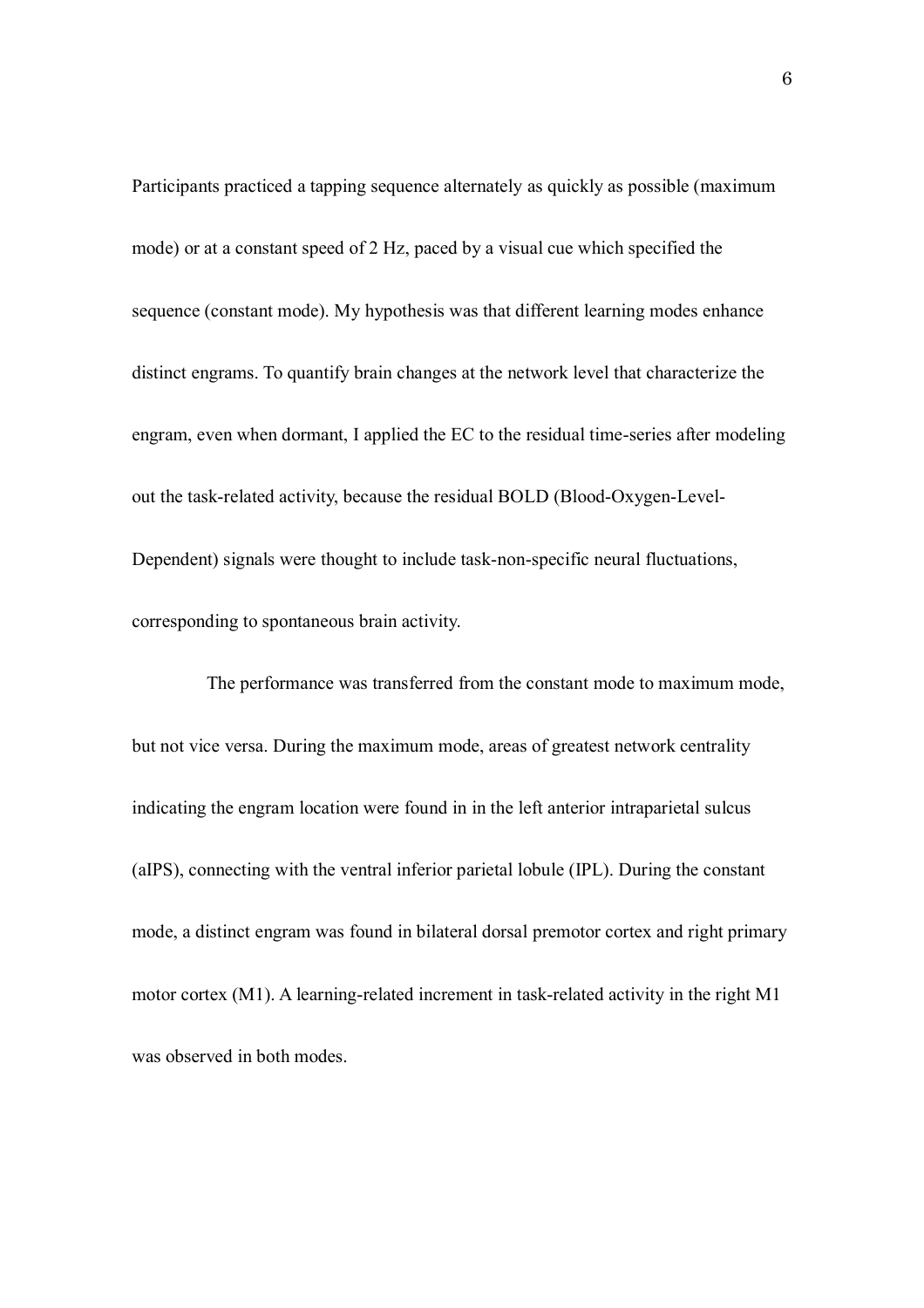Participants practiced a tapping sequence alternately as quickly as possible (maximum mode) or at a constant speed of 2 Hz, paced by a visual cue which specified the sequence (constant mode). My hypothesis was that different learning modes enhance distinct engrams. To quantify brain changes at the network level that characterize the engram, even when dormant, I applied the EC to the residual time-series after modeling out the task-related activity, because the residual BOLD (Blood-Oxygen-Level-Dependent) signals were thought to include task-non-specific neural fluctuations, corresponding to spontaneous brain activity.

The performance was transferred from the constant mode to maximum mode, but not vice versa. During the maximum mode, areas of greatest network centrality indicating the engram location were found in in the left anterior intraparietal sulcus (aIPS), connecting with the ventral inferior parietal lobule (IPL). During the constant mode, a distinct engram was found in bilateral dorsal premotor cortex and right primary motor cortex (M1). A learning-related increment in task-related activity in the right M1 was observed in both modes.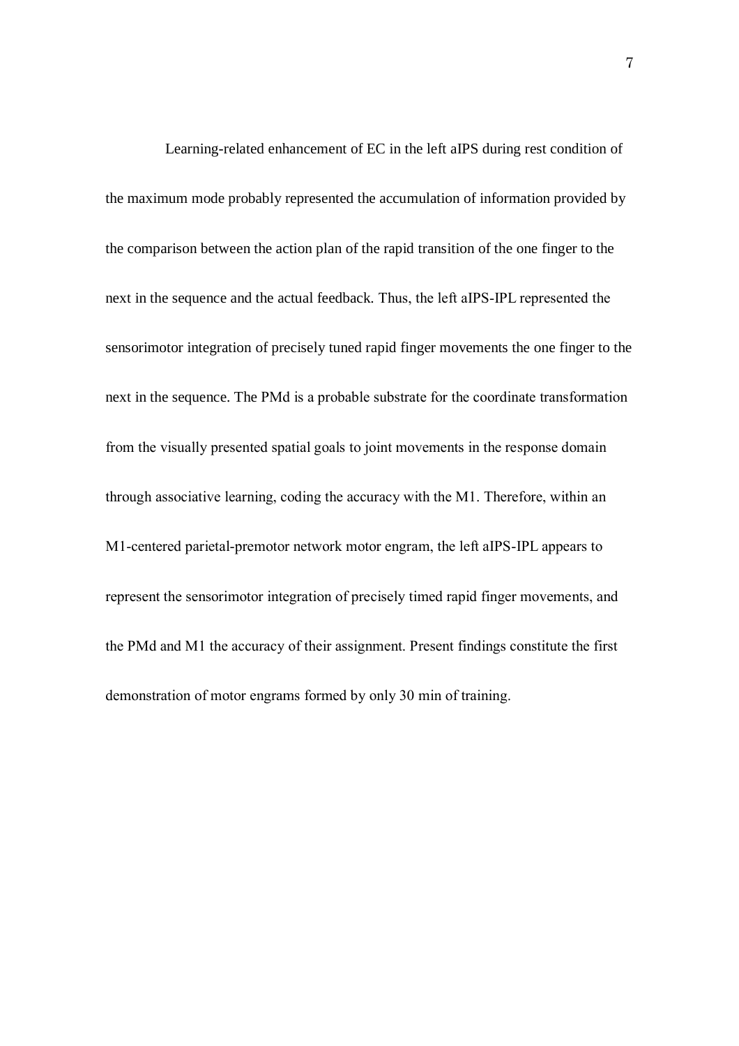Learning-related enhancement of EC in the left aIPS during rest condition of the maximum mode probably represented the accumulation of information provided by the comparison between the action plan of the rapid transition of the one finger to the next in the sequence and the actual feedback. Thus, the left aIPS-IPL represented the sensorimotor integration of precisely tuned rapid finger movements the one finger to the next in the sequence. The PMd is a probable substrate for the coordinate transformation from the visually presented spatial goals to joint movements in the response domain through associative learning, coding the accuracy with the M1. Therefore, within an M1-centered parietal-premotor network motor engram, the left aIPS-IPL appears to represent the sensorimotor integration of precisely timed rapid finger movements, and the PMd and M1 the accuracy of their assignment. Present findings constitute the first demonstration of motor engrams formed by only 30 min of training.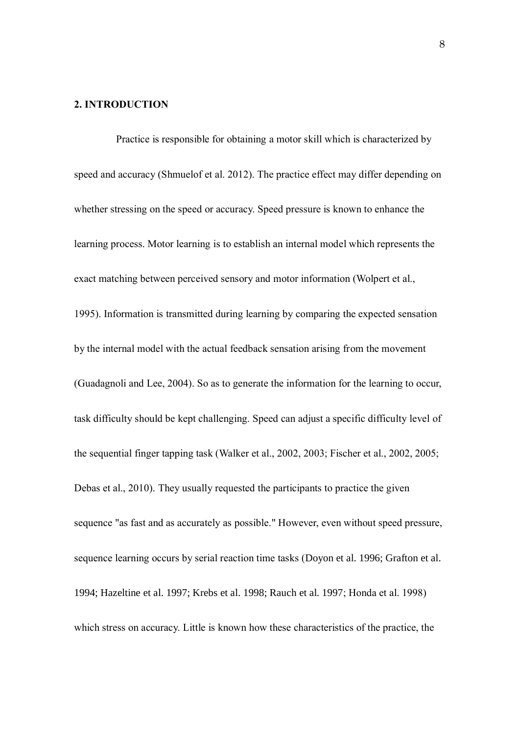## 2. INTRODUCTION

Practice is responsible for obtaining a motor skill which is characterized by speed and accuracy (Shmuelof et al. 2012). The practice effect may differ depending on whether stressing on the speed or accuracy. Speed pressure is known to enhance the learning process. Motor learning is to establish an internal model which represents the exact matching between perceived sensory and motor information (Wolpert et al., 1995). Information is transmitted during learning by comparing the expected sensation by the internal model with the actual feedback sensation arising from the movement (Guadagnoli and Lee, 2004). So as to generate the information for the learning to occur, task difficulty should be kept challenging. Speed can adjust a specific difficulty level of the sequential finger tapping task (Walker et al., 2002, 2003; Fischer et al., 2002, 2005; Debas et al., 2010). They usually requested the participants to practice the given sequence "as fast and as accurately as possible." However, even without speed pressure, sequence learning occurs by serial reaction time tasks (Doyon et al. 1996; Grafton et al. 1994; Hazeltine et al. 1997; Krebs et al. 1998; Rauch et al. 1997; Honda et al. 1998) which stress on accuracy. Little is known how these characteristics of the practice, the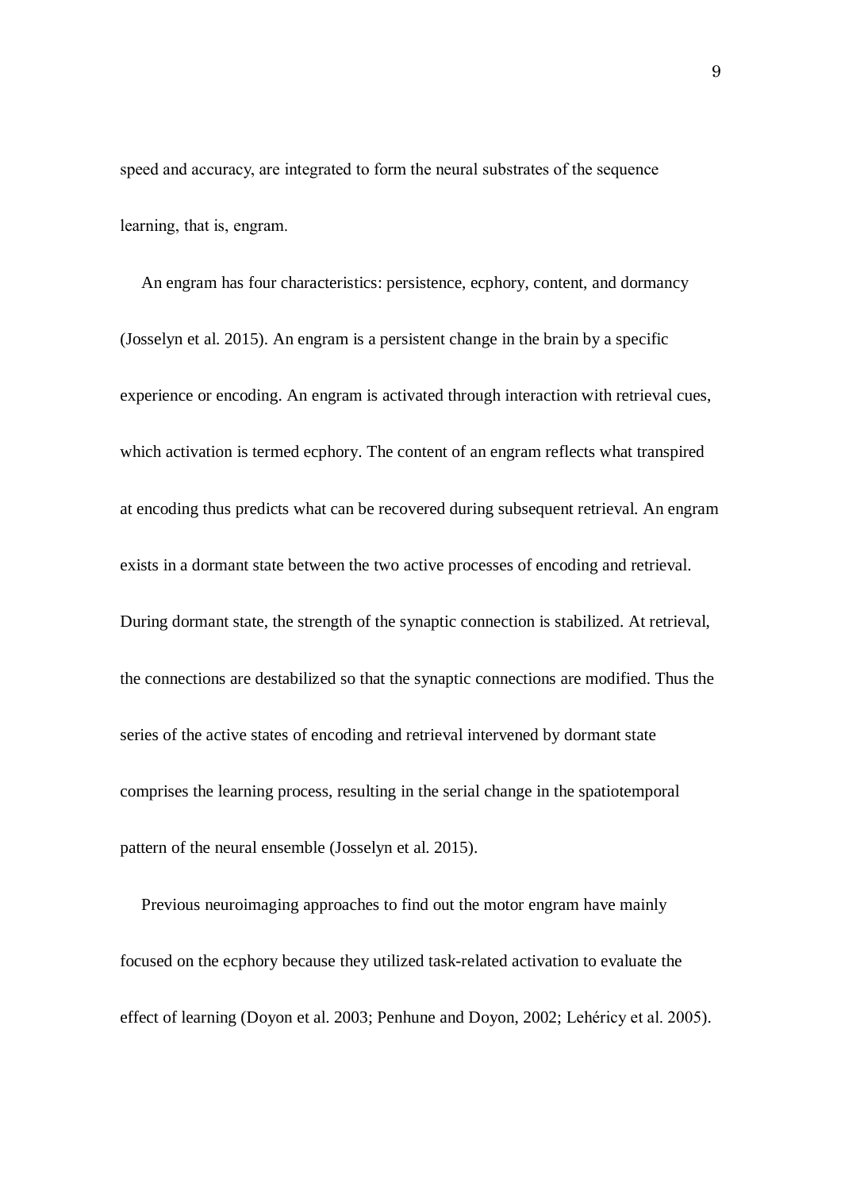speed and accuracy, are integrated to form the neural substrates of the sequence learning, that is, engram.

An engram has four characteristics: persistence, ecphory, content, and dormancy (Josselyn et al. 2015). An engram is a persistent change in the brain by a specific experience or encoding. An engram is activated through interaction with retrieval cues, which activation is termed ecphory. The content of an engram reflects what transpired at encoding thus predicts what can be recovered during subsequent retrieval. An engram exists in a dormant state between the two active processes of encoding and retrieval. During dormant state, the strength of the synaptic connection is stabilized. At retrieval, the connections are destabilized so that the synaptic connections are modified. Thus the series of the active states of encoding and retrieval intervened by dormant state comprises the learning process, resulting in the serial change in the spatiotemporal pattern of the neural ensemble (Josselyn et al. 2015).

Previous neuroimaging approaches to find out the motor engram have mainly focused on the ecphory because they utilized task-related activation to evaluate the effect of learning (Doyon et al. 2003; Penhune and Doyon, 2002; Lehéricy et al. 2005).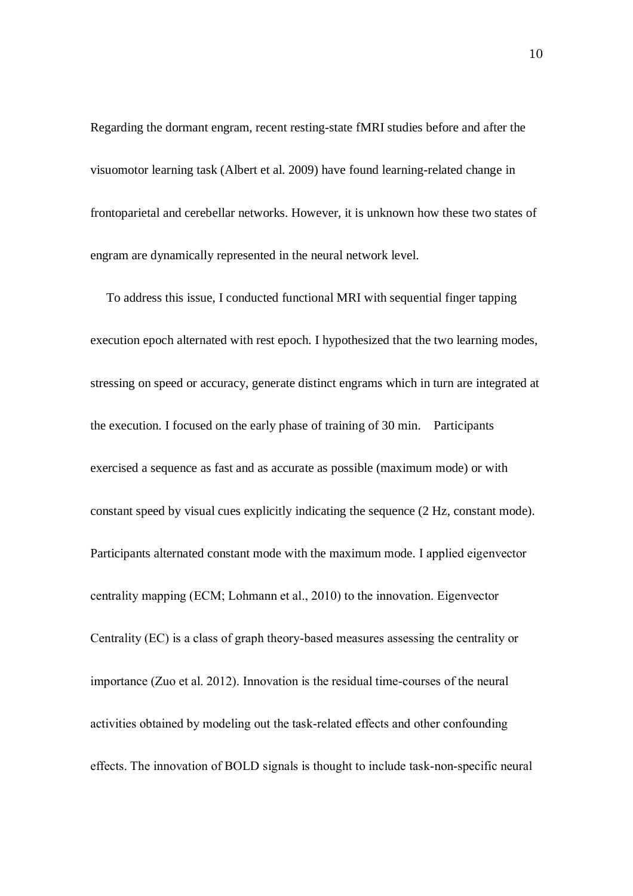Regarding the dormant engram, recent resting-state fMRI studies before and after the visuomotor learning task (Albert et al. 2009) have found learning-related change in frontoparietal and cerebellar networks. However, it is unknown how these two states of engram are dynamically represented in the neural network level.

To address this issue, I conducted functional MRI with sequential finger tapping execution epoch alternated with rest epoch. I hypothesized that the two learning modes, stressing on speed or accuracy, generate distinct engrams which in turn are integrated at the execution. I focused on the early phase of training of 30 min. Participants exercised a sequence as fast and as accurate as possible (maximum mode) or with constant speed by visual cues explicitly indicating the sequence (2 Hz, constant mode). Participants alternated constant mode with the maximum mode. I applied eigenvector centrality mapping (ECM; Lohmann et al., 2010) to the innovation. Eigenvector Centrality (EC) is a class of graph theory-based measures assessing the centrality or importance (Zuo et al. 2012). Innovation is the residual time-courses of the neural activities obtained by modeling out the task-related effects and other confounding effects. The innovation of BOLD signals is thought to include task-non-specific neural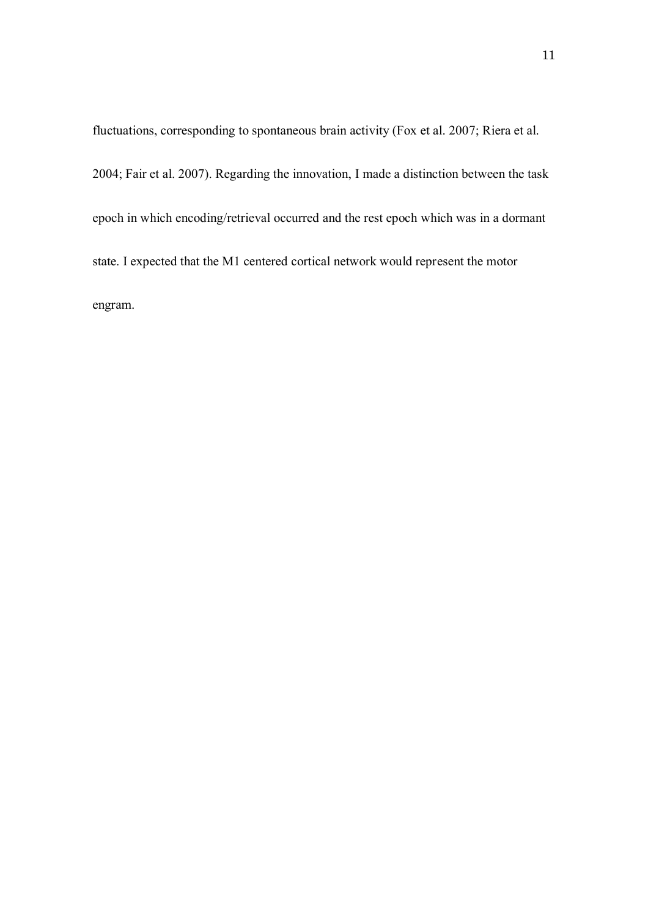fluctuations, corresponding to spontaneous brain activity (Fox et al. 2007; Riera et al. 2004; Fair et al. 2007). Regarding the innovation, I made a distinction between the task epoch in which encoding/retrieval occurred and the rest epoch which was in a dormant state. I expected that the M1 centered cortical network would represent the motor engram.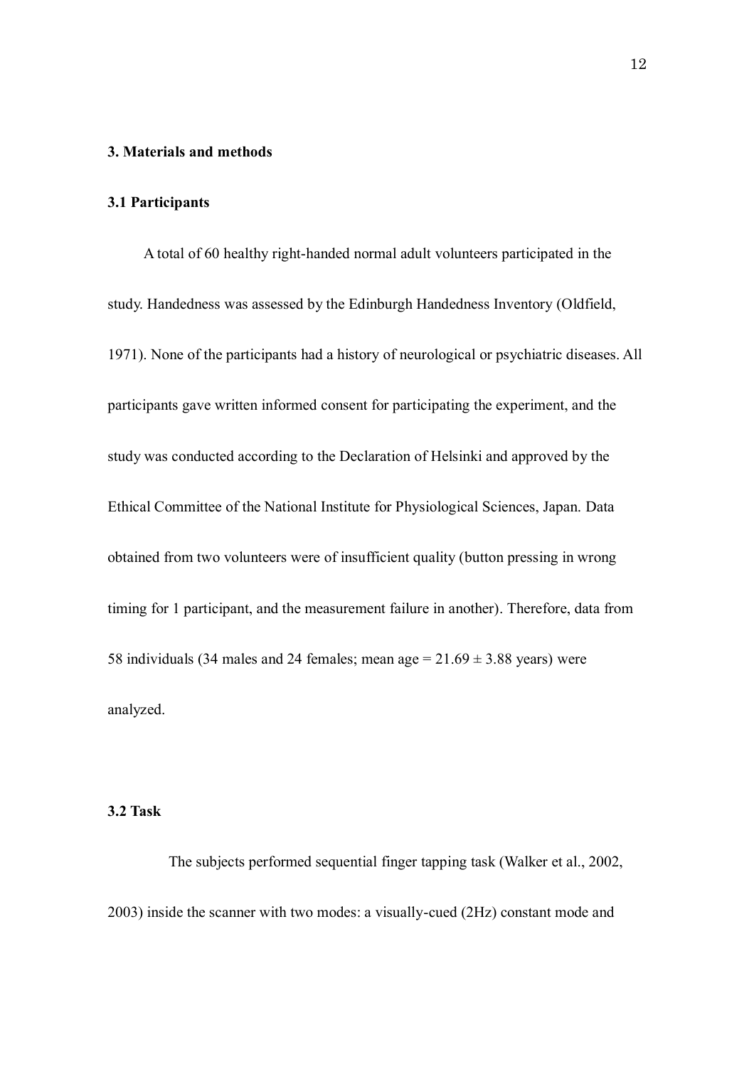## 3. Materials and methods

### 3.1 Participants

A total of 60 healthy right-handed normal adult volunteers participated in the study. Handedness was assessed by the Edinburgh Handedness Inventory (Oldfield, 1971). None of the participants had a history of neurological or psychiatric diseases. All participants gave written informed consent for participating the experiment, and the study was conducted according to the Declaration of Helsinki and approved by the Ethical Committee of the National Institute for Physiological Sciences, Japan. Data obtained from two volunteers were of insufficient quality (button pressing in wrong timing for 1 participant, and the measurement failure in another). Therefore, data from 58 individuals (34 males and 24 females; mean age = $21.69 \pm 3.88$ years) were analyzed.

### 3.2 Task

The subjects performed sequential finger tapping task (Walker et al., 2002, 2003) inside the scanner with two modes: a visually-cued (2Hz) constant mode and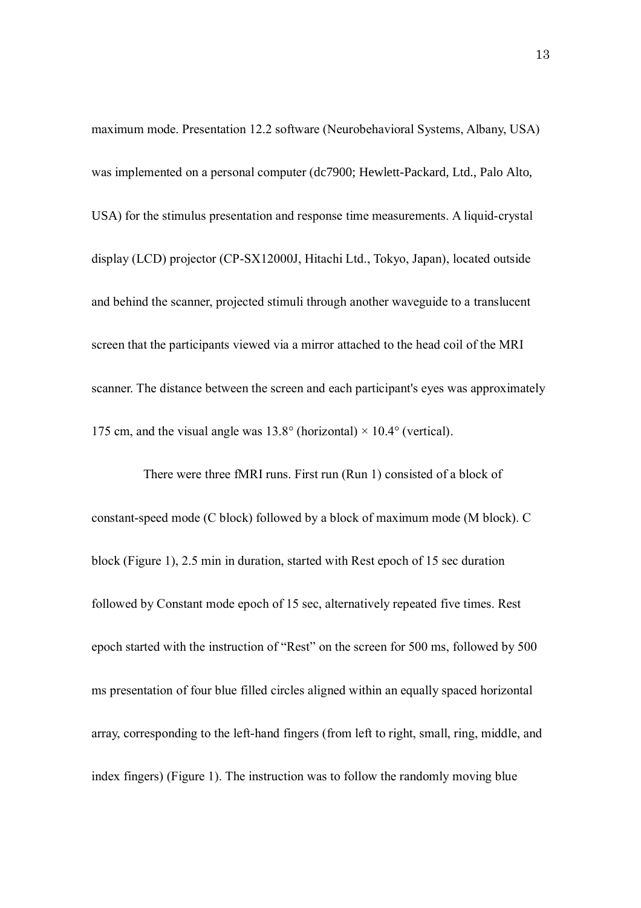maximum mode. Presentation 12.2 software (Neurobehavioral Systems, Albany, USA) was implemented on a personal computer (dc7900; Hewlett-Packard, Ltd., Palo Alto, USA) for the stimulus presentation and response time measurements. A liquid-crystal display (LCD) projector (CP-SX12000J, Hitachi Ltd., Tokyo, Japan), located outside and behind the scanner, projected stimuli through another waveguide to a translucent screen that the participants viewed via a mirror attached to the head coil of the MRI scanner. The distance between the screen and each participant's eyes was approximately 175 cm, and the visual angle was 13.8° (horizontal) × 10.4° (vertical).

There were three fMRI runs. First run (Run 1) consisted of a block of constant-speed mode (C block) followed by a block of maximum mode (M block). C block (Figure 1), 2.5 min in duration, started with Rest epoch of 15 sec duration followed by Constant mode epoch of 15 sec, alternatively repeated five times. Rest epoch started with the instruction of "Rest" on the screen for 500 ms, followed by 500 ms presentation of four blue filled circles aligned within an equally spaced horizontal array, corresponding to the left-hand fingers (from left to right, small, ring, middle, and index fingers) (Figure 1). The instruction was to follow the randomly moving blue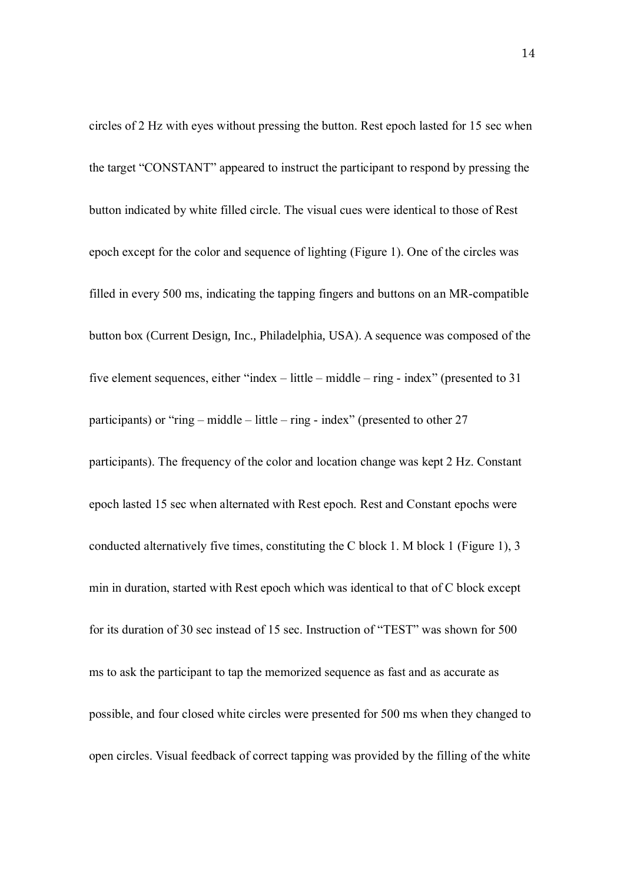circles of 2 Hz with eyes without pressing the button. Rest epoch lasted for 15 sec when the target "CONSTANT" appeared to instruct the participant to respond by pressing the button indicated by white filled circle. The visual cues were identical to those of Rest epoch except for the color and sequence of lighting (Figure 1). One of the circles was filled in every 500 ms, indicating the tapping fingers and buttons on an MR-compatible button box (Current Design, Inc., Philadelphia, USA). A sequence was composed of the five element sequences, either "index – little – middle – ring - index" (presented to 31 participants) or "ring – middle – little – ring - index" (presented to other 27 participants). The frequency of the color and location change was kept 2 Hz. Constant epoch lasted 15 sec when alternated with Rest epoch. Rest and Constant epochs were conducted alternatively five times, constituting the C block 1. M block 1 (Figure 1), 3 min in duration, started with Rest epoch which was identical to that of C block except for its duration of 30 sec instead of 15 sec. Instruction of "TEST" was shown for 500 ms to ask the participant to tap the memorized sequence as fast and as accurate as possible, and four closed white circles were presented for 500 ms when they changed to open circles. Visual feedback of correct tapping was provided by the filling of the white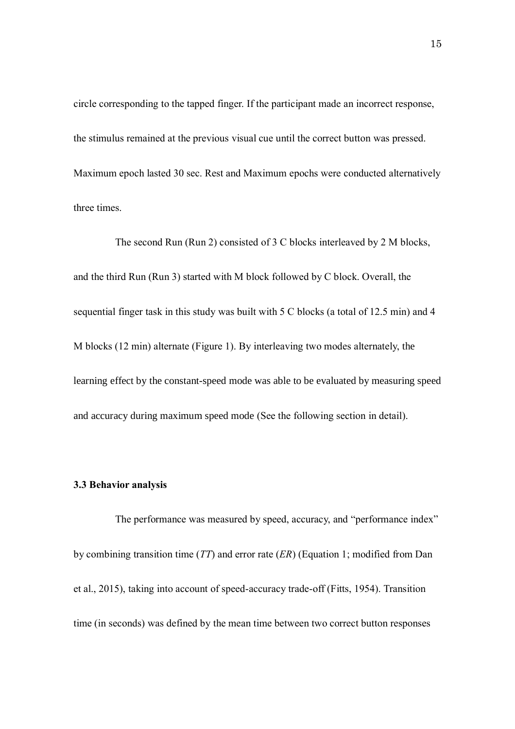circle corresponding to the tapped finger. If the participant made an incorrect response, the stimulus remained at the previous visual cue until the correct button was pressed. Maximum epoch lasted 30 sec. Rest and Maximum epochs were conducted alternatively three times.

The second Run (Run 2) consisted of 3 C blocks interleaved by 2 M blocks, and the third Run (Run 3) started with M block followed by C block. Overall, the sequential finger task in this study was built with 5 C blocks (a total of 12.5 min) and 4 M blocks (12 min) alternate (Figure 1). By interleaving two modes alternately, the learning effect by the constant-speed mode was able to be evaluated by measuring speed and accuracy during maximum speed mode (See the following section in detail).

### 3.3 Behavior analysis

The performance was measured by speed, accuracy, and "performance index" by combining transition time (*TT*) and error rate (*ER*) (Equation 1; modified from Dan et al., 2015), taking into account of speed-accuracy trade-off (Fitts, 1954). Transition time (in seconds) was defined by the mean time between two correct button responses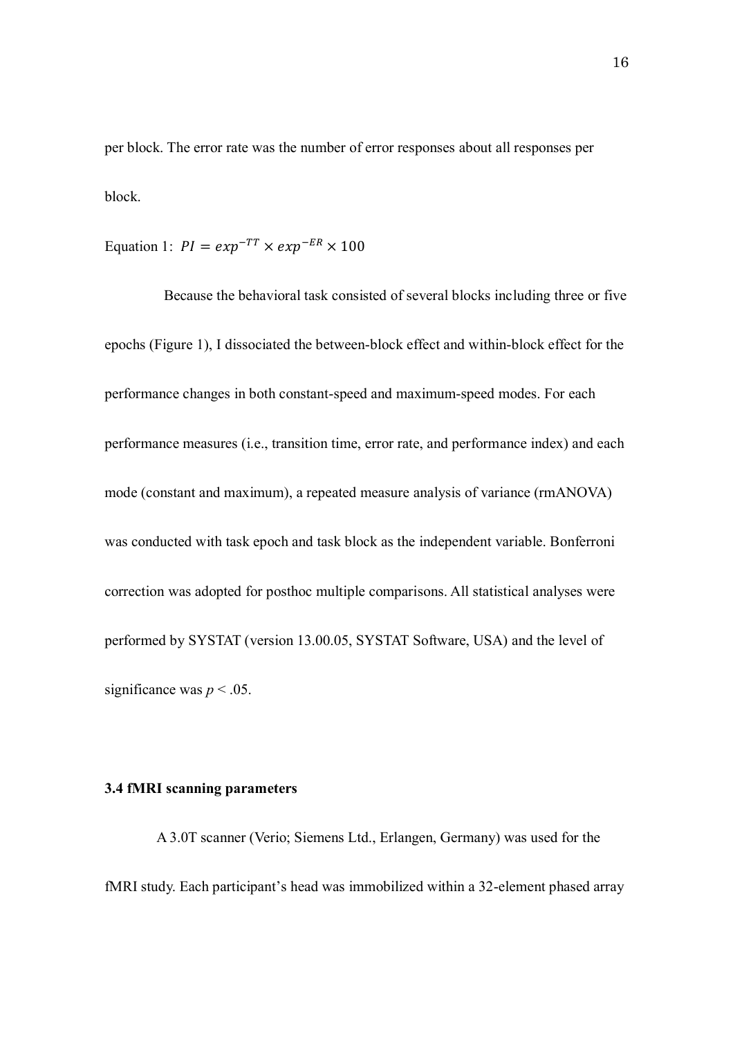per block. The error rate was the number of error responses about all responses per block.

Equation 1: $PI = exp^{-TT} \times exp^{-ER} \times 100$

Because the behavioral task consisted of several blocks including three or five epochs (Figure 1), I dissociated the between-block effect and within-block effect for the performance changes in both constant-speed and maximum-speed modes. For each performance measures (i.e., transition time, error rate, and performance index) and each mode (constant and maximum), a repeated measure analysis of variance (rmANOVA) was conducted with task epoch and task block as the independent variable. Bonferroni correction was adopted for posthoc multiple comparisons. All statistical analyses were performed by SYSTAT (version 13.00.05, SYSTAT Software, USA) and the level of significance was $p < .05$.

### 3.4 fMRI scanning parameters

A 3.0T scanner (Verio; Siemens Ltd., Erlangen, Germany) was used for the fMRI study. Each participant's head was immobilized within a 32-element phased array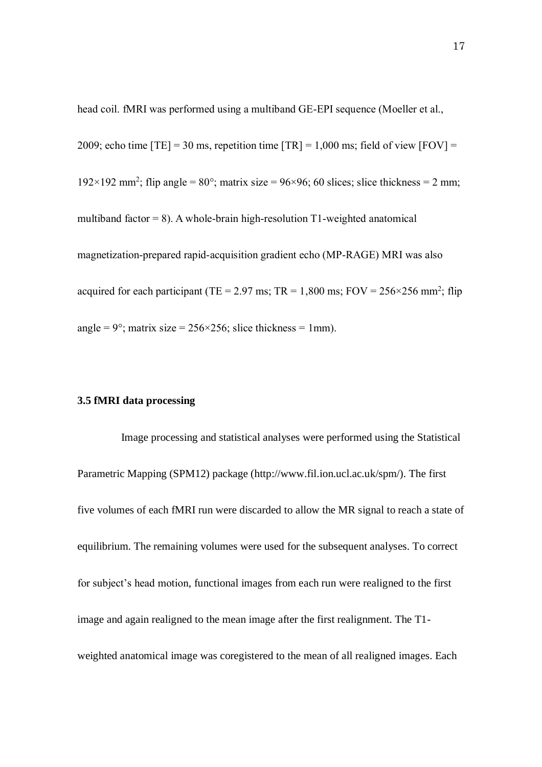head coil. fMRI was performed using a multiband GE-EPI sequence (Moeller et al., 2009; echo time [TE] = 30 ms, repetition time [TR] = 1,000 ms; field of view [FOV] = 192×192 $mm^2$; flip angle = 80°; matrix size = 96×96; 60 slices; slice thickness = 2 mm; multiband factor = 8). A whole-brain high-resolution T1-weighted anatomical magnetization-prepared rapid-acquisition gradient echo (MP-RAGE) MRI was also acquired for each participant (TE = 2.97 ms; TR = 1,800 ms; FOV = 256×256 $mm^2$; flip angle = 9°; matrix size = 256×256; slice thickness = 1mm).

### 3.5 fMRI data processing

Image processing and statistical analyses were performed using the Statistical Parametric Mapping (SPM12) package (http://www.fil.ion.ucl.ac.uk/spm/). The first five volumes of each fMRI run were discarded to allow the MR signal to reach a state of equilibrium. The remaining volumes were used for the subsequent analyses. To correct for subject's head motion, functional images from each run were realigned to the first image and again realigned to the mean image after the first realignment. The T1-weighted anatomical image was coregistered to the mean of all realigned images. Each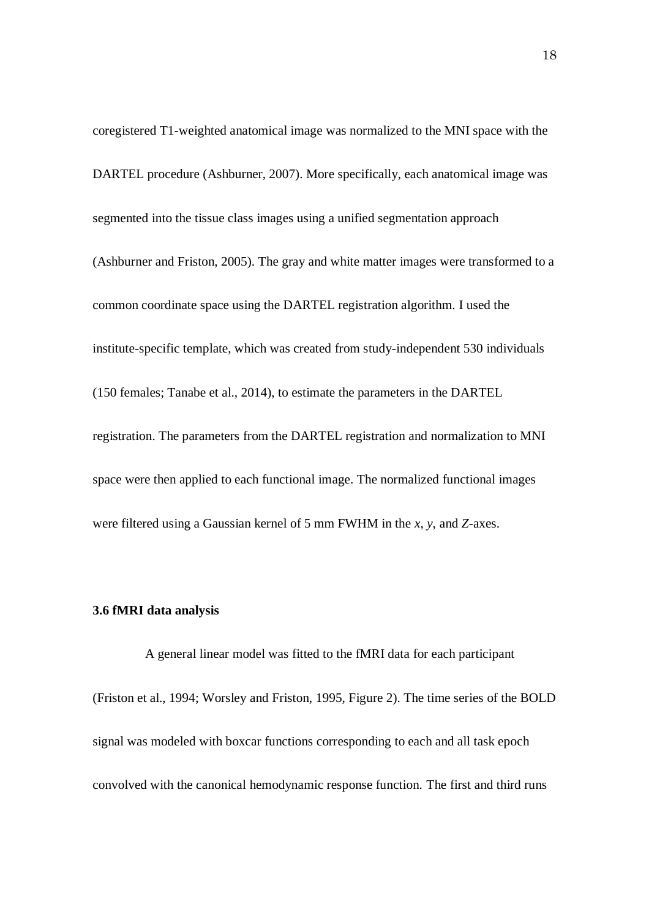coregistered T1-weighted anatomical image was normalized to the MNI space with the DARTEL procedure (Ashburner, 2007). More specifically, each anatomical image was segmented into the tissue class images using a unified segmentation approach (Ashburner and Friston, 2005). The gray and white matter images were transformed to a common coordinate space using the DARTEL registration algorithm. I used the institute-specific template, which was created from study-independent 530 individuals (150 females; Tanabe et al., 2014), to estimate the parameters in the DARTEL registration. The parameters from the DARTEL registration and normalization to MNI space were then applied to each functional image. The normalized functional images were filtered using a Gaussian kernel of 5 mm FWHM in the *x*, *y*, and *Z*-axes.

### 3.6 fMRI data analysis

A general linear model was fitted to the fMRI data for each participant (Friston et al., 1994; Worsley and Friston, 1995, Figure 2). The time series of the BOLD signal was modeled with boxcar functions corresponding to each and all task epoch convolved with the canonical hemodynamic response function. The first and third runs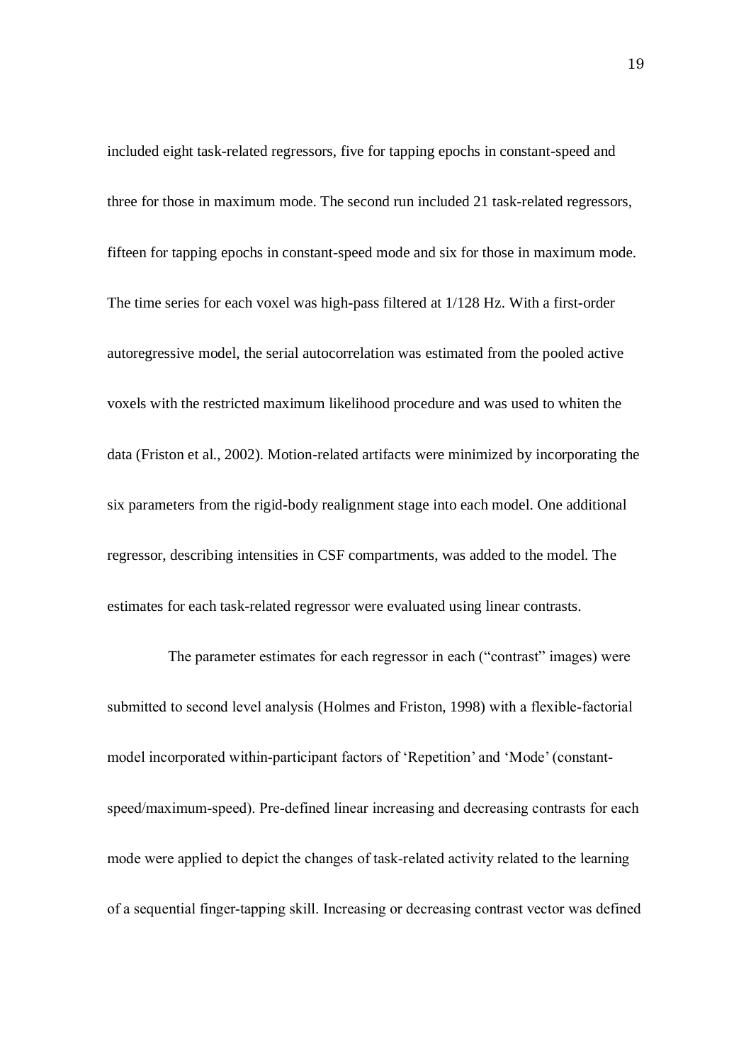included eight task-related regressors, five for tapping epochs in constant-speed and three for those in maximum mode. The second run included 21 task-related regressors, fifteen for tapping epochs in constant-speed mode and six for those in maximum mode. The time series for each voxel was high-pass filtered at 1/128 Hz. With a first-order autoregressive model, the serial autocorrelation was estimated from the pooled active voxels with the restricted maximum likelihood procedure and was used to whiten the data (Friston et al., 2002). Motion-related artifacts were minimized by incorporating the six parameters from the rigid-body realignment stage into each model. One additional regressor, describing intensities in CSF compartments, was added to the model. The estimates for each task-related regressor were evaluated using linear contrasts.

The parameter estimates for each regressor in each ("contrast" images) were submitted to second level analysis (Holmes and Friston, 1998) with a flexible-factorial model incorporated within-participant factors of 'Repetition' and 'Mode' (constant-speed/maximum-speed). Pre-defined linear increasing and decreasing contrasts for each mode were applied to depict the changes of task-related activity related to the learning of a sequential finger-tapping skill. Increasing or decreasing contrast vector was defined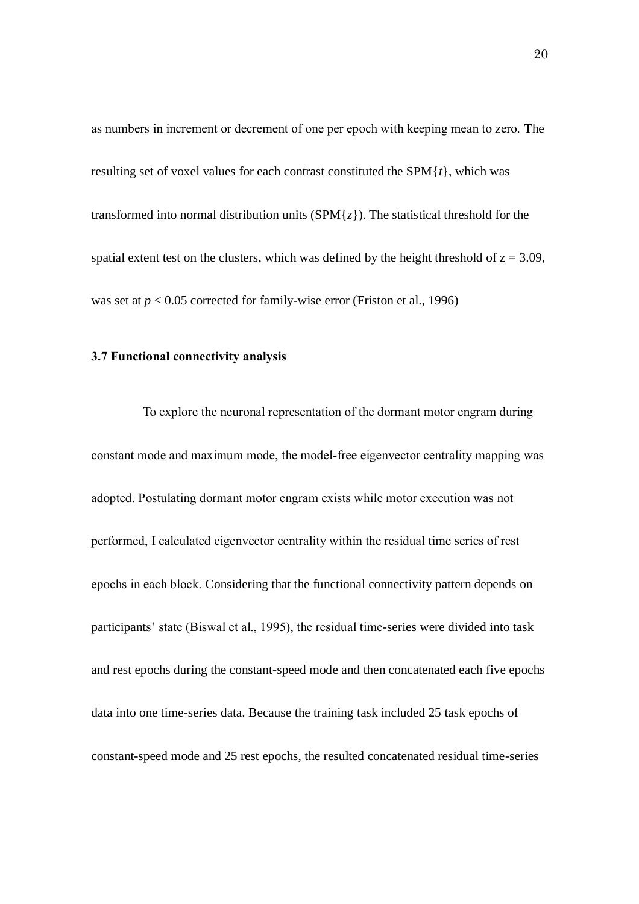as numbers in increment or decrement of one per epoch with keeping mean to zero. The resulting set of voxel values for each contrast constituted the SPM{$t$}, which was transformed into normal distribution units (SPM{$z$}). The statistical threshold for the spatial extent test on the clusters, which was defined by the height threshold of $z = 3.09$, was set at $p < 0.05$ corrected for family-wise error (Friston et al., 1996)

### 3.7 Functional connectivity analysis

To explore the neuronal representation of the dormant motor engram during constant mode and maximum mode, the model-free eigenvector centrality mapping was adopted. Postulating dormant motor engram exists while motor execution was not performed, I calculated eigenvector centrality within the residual time series of rest epochs in each block. Considering that the functional connectivity pattern depends on participants' state (Biswal et al., 1995), the residual time-series were divided into task and rest epochs during the constant-speed mode and then concatenated each five epochs data into one time-series data. Because the training task included 25 task epochs of constant-speed mode and 25 rest epochs, the resulted concatenated residual time-series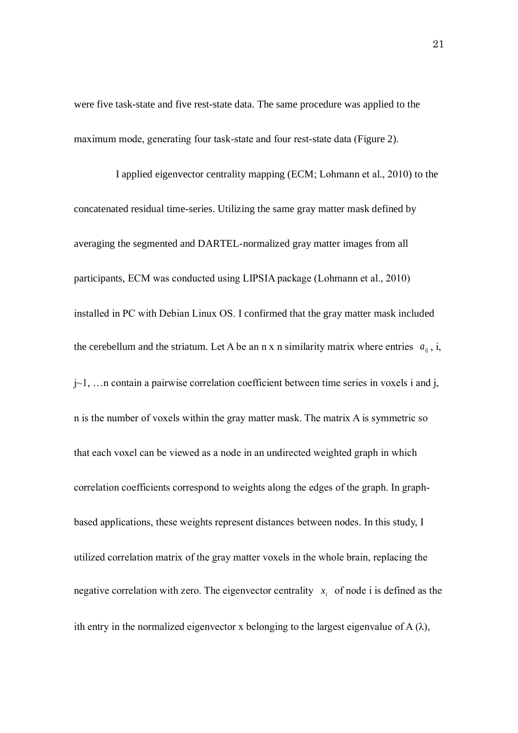were five task-state and five rest-state data. The same procedure was applied to the maximum mode, generating four task-state and four rest-state data (Figure 2).

I applied eigenvector centrality mapping (ECM; Lohmann et al., 2010) to the concatenated residual time-series. Utilizing the same gray matter mask defined by averaging the segmented and DARTEL-normalized gray matter images from all participants, ECM was conducted using LIPSIA package (Lohmann et al., 2010) installed in PC with Debian Linux OS. I confirmed that the gray matter mask included the cerebellum and the striatum. Let A be an n x n similarity matrix where entries $a_{ij}$, i, j~1, …n contain a pairwise correlation coefficient between time series in voxels i and j, n is the number of voxels within the gray matter mask. The matrix A is symmetric so that each voxel can be viewed as a node in an undirected weighted graph in which correlation coefficients correspond to weights along the edges of the graph. In graph-based applications, these weights represent distances between nodes. In this study, I utilized correlation matrix of the gray matter voxels in the whole brain, replacing the negative correlation with zero. The eigenvector centrality $x_i$ of node i is defined as the ith entry in the normalized eigenvector x belonging to the largest eigenvalue of A (λ),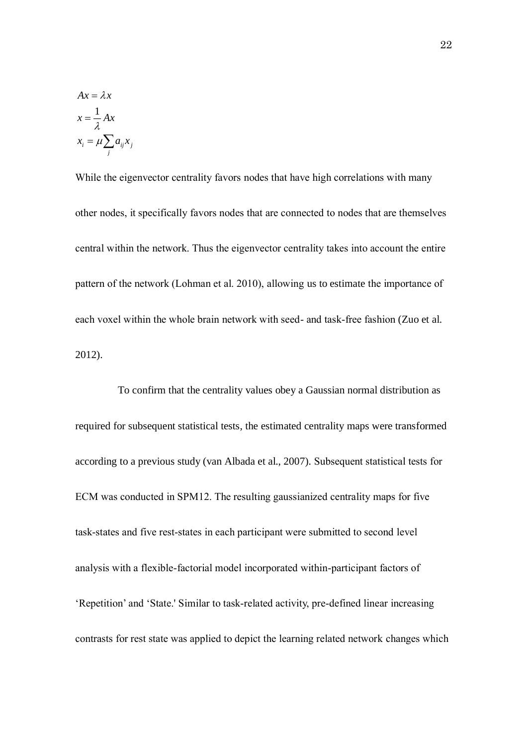$$Ax = \lambda x$$

$$x = \frac{1}{\lambda} Ax$$

$$x_i = \mu \sum_j a_{ij} x_j$$

While the eigenvector centrality favors nodes that have high correlations with many other nodes, it specifically favors nodes that are connected to nodes that are themselves central within the network. Thus the eigenvector centrality takes into account the entire pattern of the network (Lohman et al. 2010), allowing us to estimate the importance of each voxel within the whole brain network with seed- and task-free fashion (Zuo et al. 2012).

To confirm that the centrality values obey a Gaussian normal distribution as required for subsequent statistical tests, the estimated centrality maps were transformed according to a previous study (van Albada et al., 2007). Subsequent statistical tests for ECM was conducted in SPM12. The resulting gaussianized centrality maps for five task-states and five rest-states in each participant were submitted to second level analysis with a flexible-factorial model incorporated within-participant factors of ‘Repetition’ and ‘State.' Similar to task-related activity, pre-defined linear increasing contrasts for rest state was applied to depict the learning related network changes which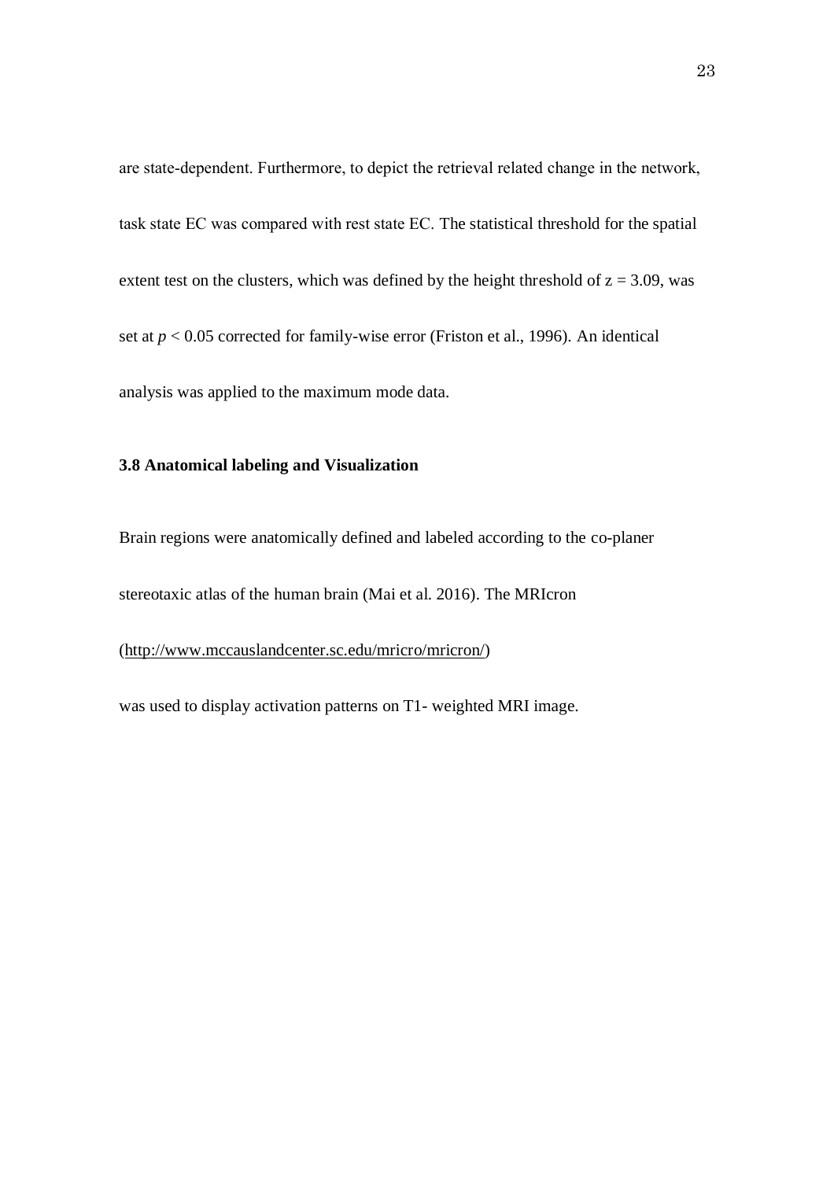are state-dependent. Furthermore, to depict the retrieval related change in the network, task state EC was compared with rest state EC. The statistical threshold for the spatial extent test on the clusters, which was defined by the height threshold of $z = 3.09$, was set at $p < 0.05$ corrected for family-wise error (Friston et al., 1996). An identical analysis was applied to the maximum mode data.

### 3.8 Anatomical labeling and Visualization

Brain regions were anatomically defined and labeled according to the co-planer stereotaxic atlas of the human brain (Mai et al. 2016). The MRIcron (http://www.mccauslandcenter.sc.edu/mricro/mricron/) was used to display activation patterns on T1- weighted MRI image.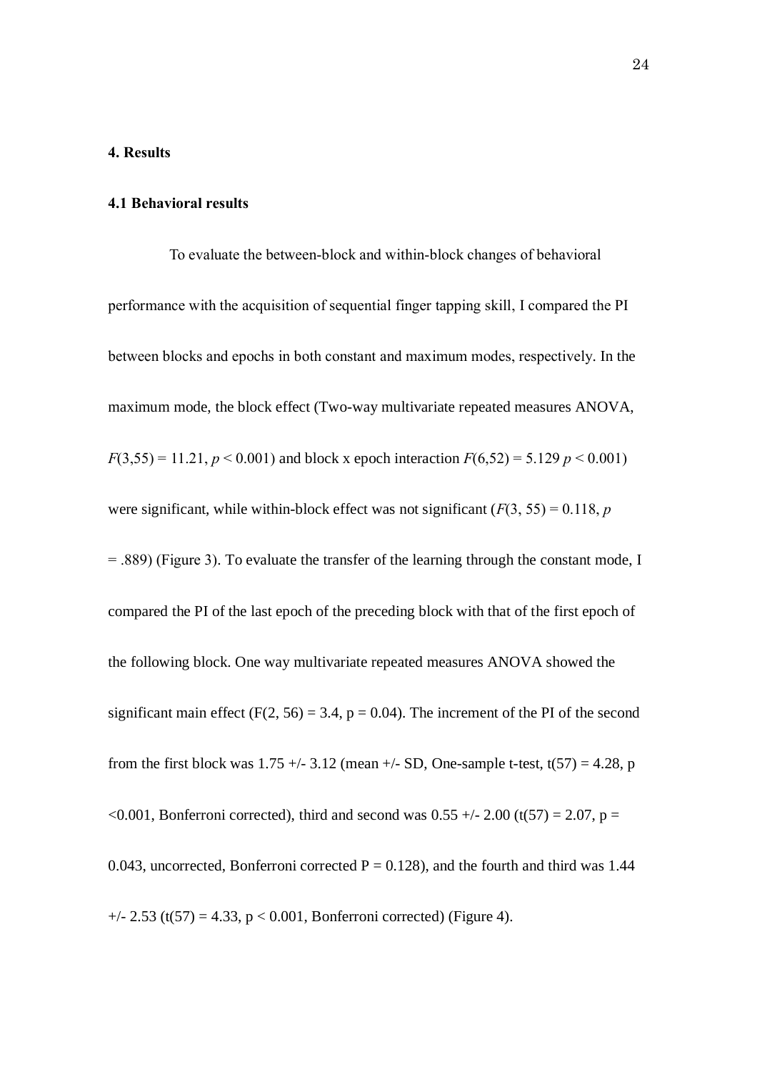## 4. Results

### 4.1 Behavioral results

To evaluate the between-block and within-block changes of behavioral performance with the acquisition of sequential finger tapping skill, I compared the PI between blocks and epochs in both constant and maximum modes, respectively. In the maximum mode, the block effect (Two-way multivariate repeated measures ANOVA, $F(3,55) = 11.21$, $p < 0.001$) and block x epoch interaction $F(6,52) = 5.129$ $p < 0.001$) were significant, while within-block effect was not significant ($F(3, 55) = 0.118$, $p = .889$) (Figure 3). To evaluate the transfer of the learning through the constant mode, I compared the PI of the last epoch of the preceding block with that of the first epoch of the following block. One way multivariate repeated measures ANOVA showed the significant main effect ($F(2, 56) = 3.4$, $p = 0.04$). The increment of the PI of the second from the first block was 1.75 +/- 3.12 (mean +/- SD, One-sample t-test, $t(57) = 4.28$, $p < 0.001$, Bonferroni corrected), third and second was 0.55 +/- 2.00 ($t(57) = 2.07$, $p = 0.043$, uncorrected, Bonferroni corrected $P = 0.128$), and the fourth and third was 1.44 +/- 2.53 ($t(57) = 4.33$, $p < 0.001$, Bonferroni corrected) (Figure 4).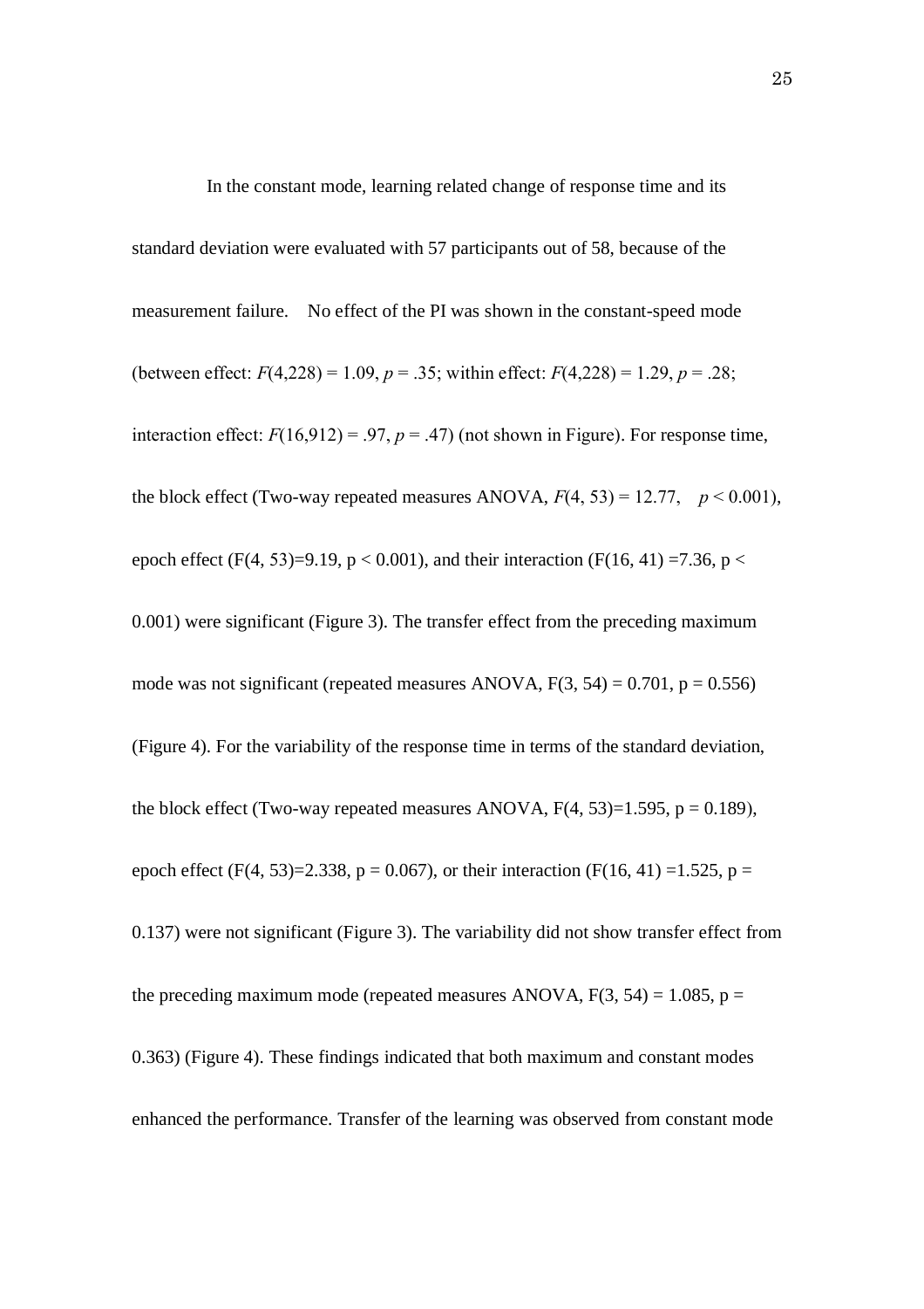In the constant mode, learning related change of response time and its standard deviation were evaluated with 57 participants out of 58, because of the measurement failure. No effect of the PI was shown in the constant-speed mode (between effect: $F(4,228) = 1.09$, $p = .35$; within effect: $F(4,228) = 1.29$, $p = .28$; interaction effect: $F(16,912) = .97$, $p = .47$) (not shown in Figure). For response time, the block effect (Two-way repeated measures ANOVA, $F(4, 53) = 12.77$, $p < 0.001$), epoch effect ($F(4, 53)=9.19$, $p < 0.001$), and their interaction ($F(16, 41) =7.36$, $p < 0.001$) were significant (Figure 3). The transfer effect from the preceding maximum mode was not significant (repeated measures ANOVA, $F(3, 54) = 0.701$, $p = 0.556$) (Figure 4). For the variability of the response time in terms of the standard deviation, the block effect (Two-way repeated measures ANOVA, $F(4, 53)=1.595$, $p = 0.189$), epoch effect ($F(4, 53)=2.338$, $p = 0.067$), or their interaction ($F(16, 41) =1.525$, $p = 0.137$) were not significant (Figure 3). The variability did not show transfer effect from the preceding maximum mode (repeated measures ANOVA, $F(3, 54) = 1.085$, $p = 0.363$) (Figure 4). These findings indicated that both maximum and constant modes enhanced the performance. Transfer of the learning was observed from constant mode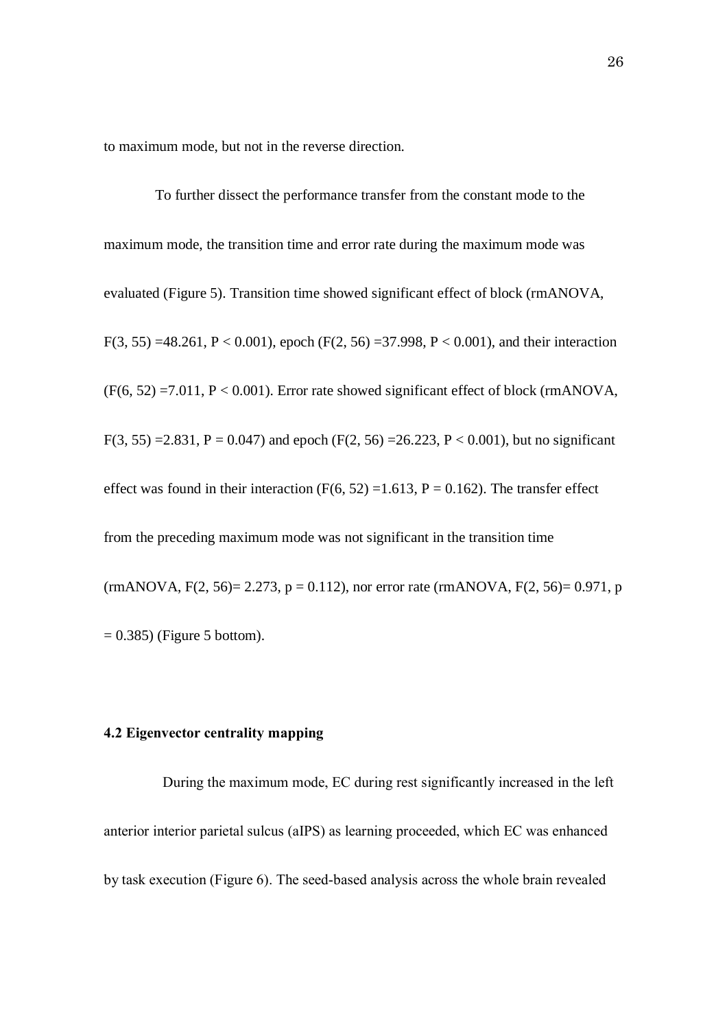to maximum mode, but not in the reverse direction.

To further dissect the performance transfer from the constant mode to the maximum mode, the transition time and error rate during the maximum mode was evaluated (Figure 5). Transition time showed significant effect of block (rmANOVA, $F(3, 55) = 48.261$, $P < 0.001$), epoch ($F(2, 56) = 37.998$, $P < 0.001$), and their interaction ($F(6, 52) = 7.011$, $P < 0.001$). Error rate showed significant effect of block (rmANOVA, $F(3, 55) = 2.831$, $P = 0.047$) and epoch ($F(2, 56) = 26.223$, $P < 0.001$), but no significant effect was found in their interaction ($F(6, 52) = 1.613$, $P = 0.162$). The transfer effect from the preceding maximum mode was not significant in the transition time (rmANOVA, $F(2, 56) = 2.273$, $p = 0.112$), nor error rate (rmANOVA, $F(2, 56) = 0.971$, $p = 0.385$) (Figure 5 bottom).

### 4.2 Eigenvector centrality mapping

During the maximum mode, EC during rest significantly increased in the left anterior interior parietal sulcus (aIPS) as learning proceeded, which EC was enhanced by task execution (Figure 6). The seed-based analysis across the whole brain revealed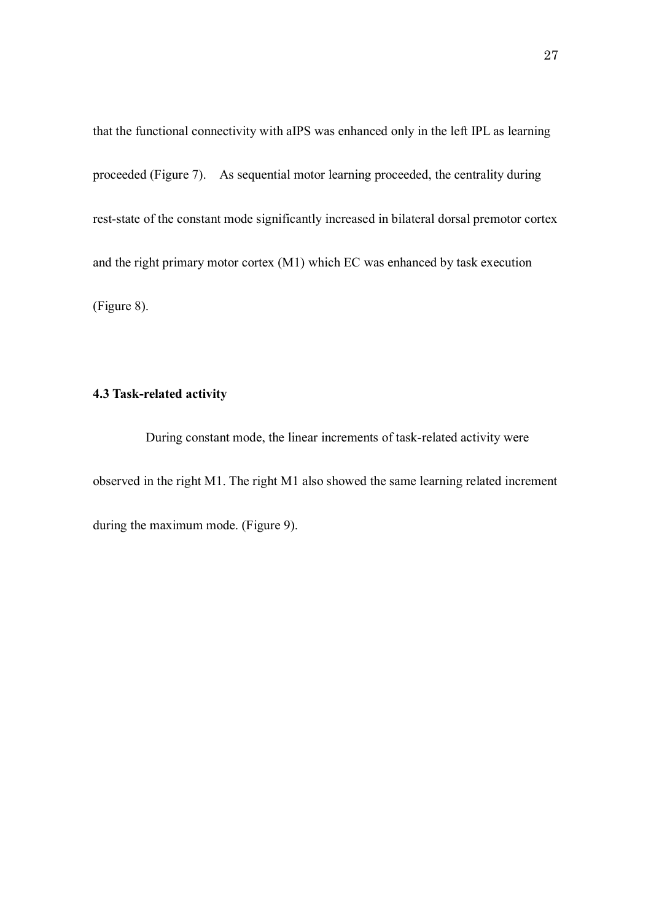that the functional connectivity with aIPS was enhanced only in the left IPL as learning proceeded (Figure 7). As sequential motor learning proceeded, the centrality during rest-state of the constant mode significantly increased in bilateral dorsal premotor cortex and the right primary motor cortex (M1) which EC was enhanced by task execution (Figure 8).

### 4.3 Task-related activity

During constant mode, the linear increments of task-related activity were observed in the right M1. The right M1 also showed the same learning related increment during the maximum mode. (Figure 9).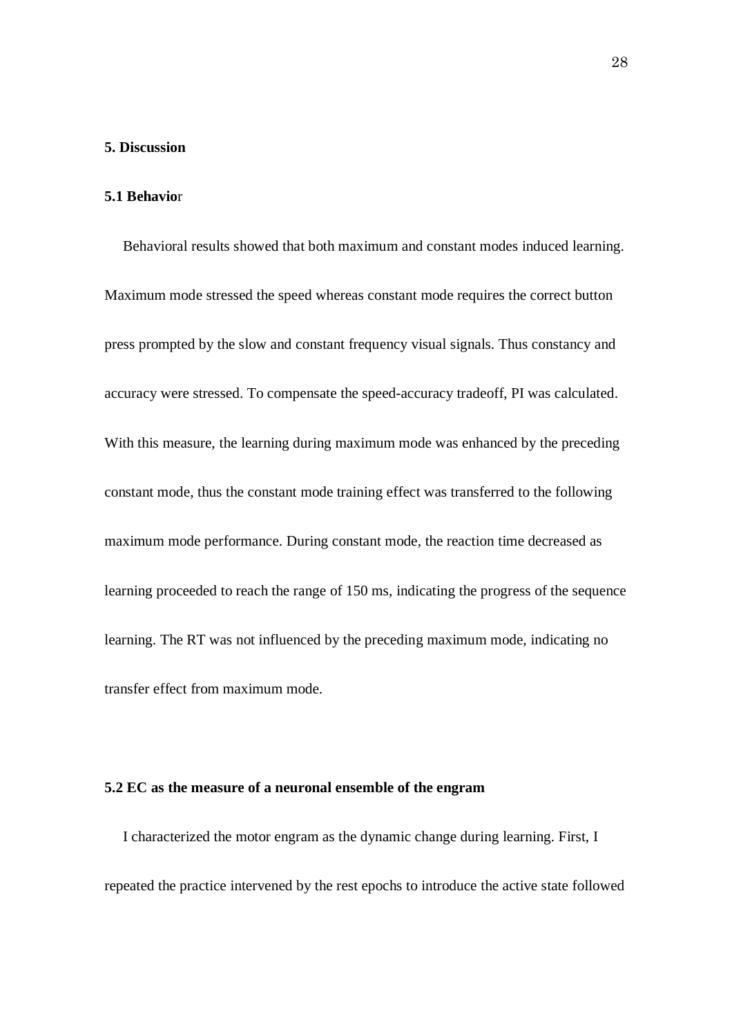# 5. Discussion

## 5.1 Behavior

Behavioral results showed that both maximum and constant modes induced learning. Maximum mode stressed the speed whereas constant mode requires the correct button press prompted by the slow and constant frequency visual signals. Thus constancy and accuracy were stressed. To compensate the speed-accuracy tradeoff, PI was calculated. With this measure, the learning during maximum mode was enhanced by the preceding constant mode, thus the constant mode training effect was transferred to the following maximum mode performance. During constant mode, the reaction time decreased as learning proceeded to reach the range of 150 ms, indicating the progress of the sequence learning. The RT was not influenced by the preceding maximum mode, indicating no transfer effect from maximum mode.

## 5.2 EC as the measure of a neuronal ensemble of the engram

I characterized the motor engram as the dynamic change during learning. First, I repeated the practice intervened by the rest epochs to introduce the active state followed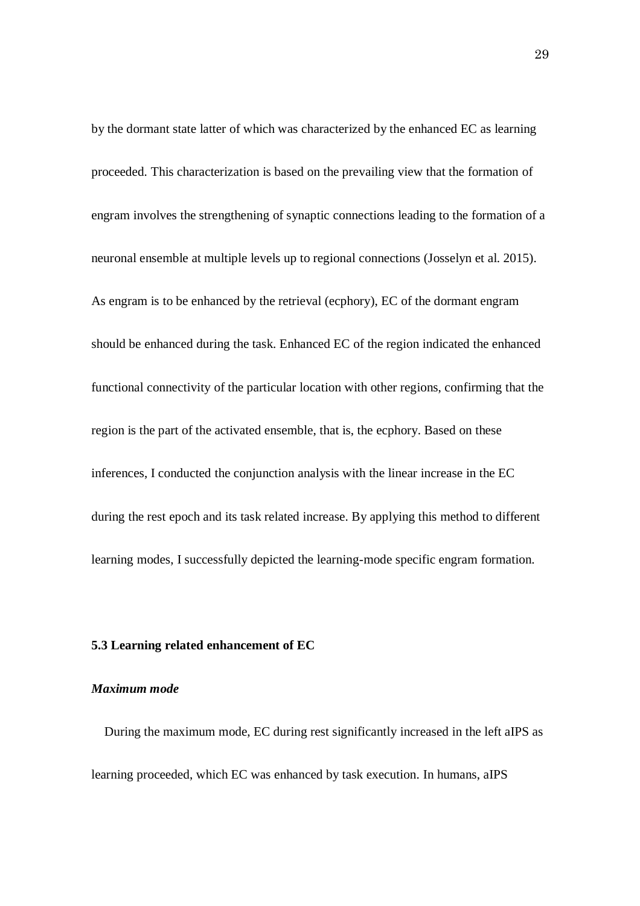by the dormant state latter of which was characterized by the enhanced EC as learning proceeded. This characterization is based on the prevailing view that the formation of engram involves the strengthening of synaptic connections leading to the formation of a neuronal ensemble at multiple levels up to regional connections (Josselyn et al. 2015). As engram is to be enhanced by the retrieval (ecphory), EC of the dormant engram should be enhanced during the task. Enhanced EC of the region indicated the enhanced functional connectivity of the particular location with other regions, confirming that the region is the part of the activated ensemble, that is, the ecphory. Based on these inferences, I conducted the conjunction analysis with the linear increase in the EC during the rest epoch and its task related increase. By applying this method to different learning modes, I successfully depicted the learning-mode specific engram formation.

### 5.3 Learning related enhancement of EC

#### *Maximum mode*

During the maximum mode, EC during rest significantly increased in the left aIPS as learning proceeded, which EC was enhanced by task execution. In humans, aIPS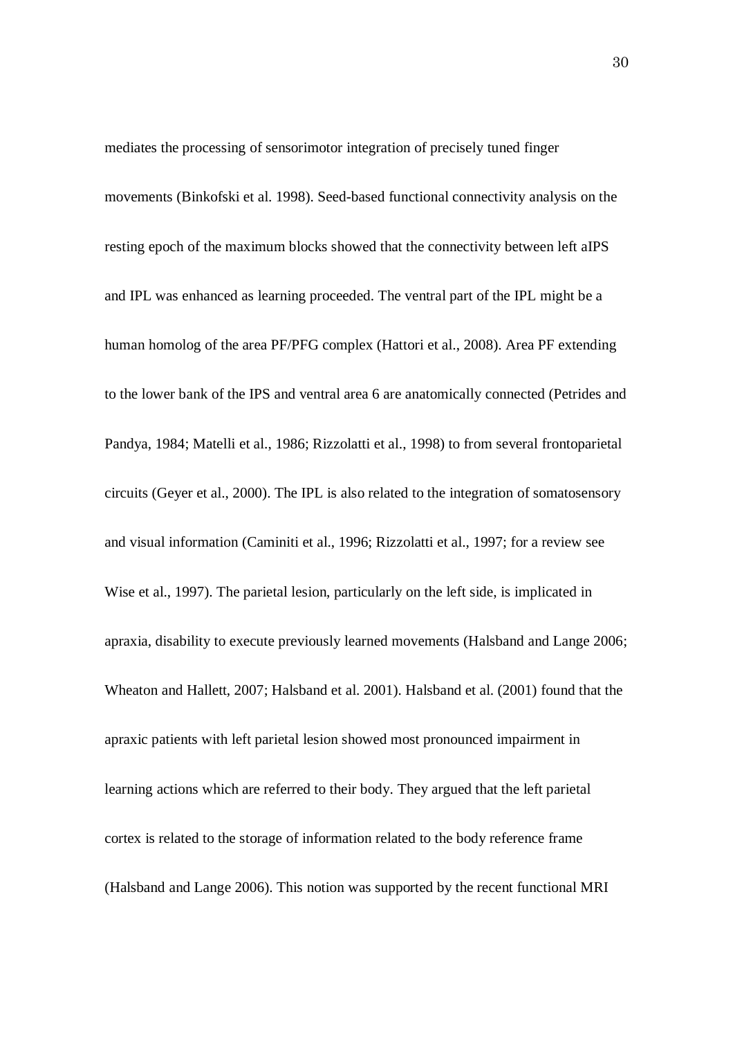mediates the processing of sensorimotor integration of precisely tuned finger movements (Binkofski et al. 1998). Seed-based functional connectivity analysis on the resting epoch of the maximum blocks showed that the connectivity between left aIPS and IPL was enhanced as learning proceeded. The ventral part of the IPL might be a human homolog of the area PF/PFG complex (Hattori et al., 2008). Area PF extending to the lower bank of the IPS and ventral area 6 are anatomically connected (Petrides and Pandya, 1984; Matelli et al., 1986; Rizzolatti et al., 1998) to from several frontoparietal circuits (Geyer et al., 2000). The IPL is also related to the integration of somatosensory and visual information (Caminiti et al., 1996; Rizzolatti et al., 1997; for a review see Wise et al., 1997). The parietal lesion, particularly on the left side, is implicated in apraxia, disability to execute previously learned movements (Halsband and Lange 2006; Wheaton and Hallett, 2007; Halsband et al. 2001). Halsband et al. (2001) found that the apraxic patients with left parietal lesion showed most pronounced impairment in learning actions which are referred to their body. They argued that the left parietal cortex is related to the storage of information related to the body reference frame (Halsband and Lange 2006). This notion was supported by the recent functional MRI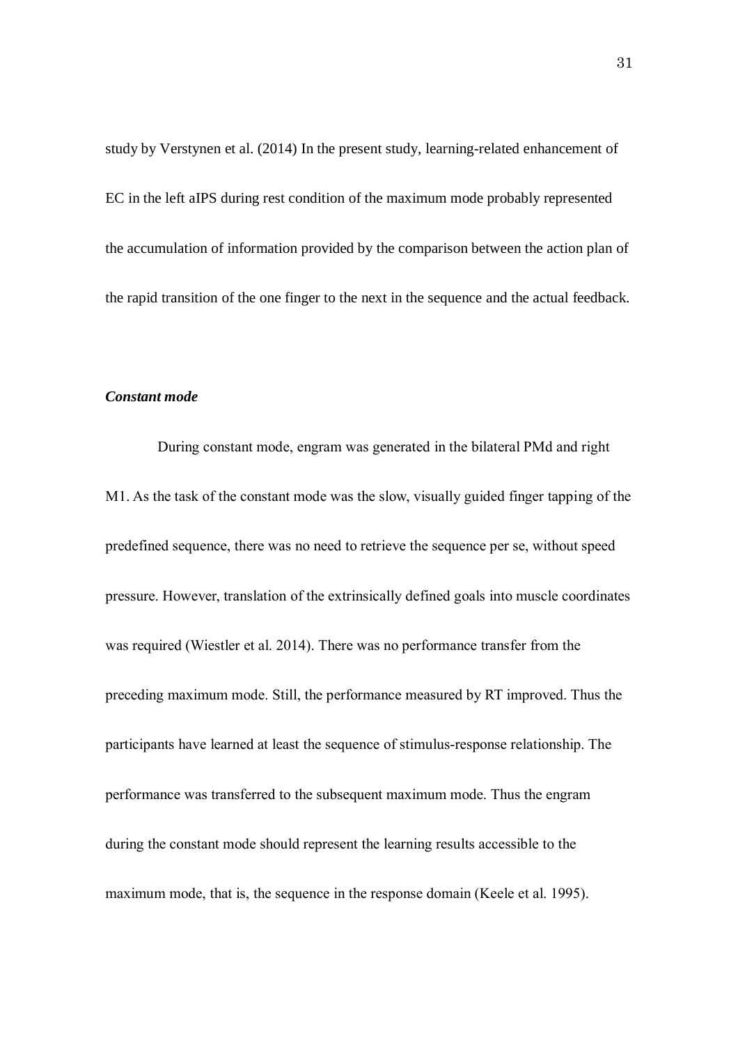study by Verstynen et al. (2014) In the present study, learning-related enhancement of EC in the left aIPS during rest condition of the maximum mode probably represented the accumulation of information provided by the comparison between the action plan of the rapid transition of the one finger to the next in the sequence and the actual feedback.

***Constant mode***

During constant mode, engram was generated in the bilateral PMd and right M1. As the task of the constant mode was the slow, visually guided finger tapping of the predefined sequence, there was no need to retrieve the sequence per se, without speed pressure. However, translation of the extrinsically defined goals into muscle coordinates was required (Wiestler et al. 2014). There was no performance transfer from the preceding maximum mode. Still, the performance measured by RT improved. Thus the participants have learned at least the sequence of stimulus-response relationship. The performance was transferred to the subsequent maximum mode. Thus the engram during the constant mode should represent the learning results accessible to the maximum mode, that is, the sequence in the response domain (Keele et al. 1995).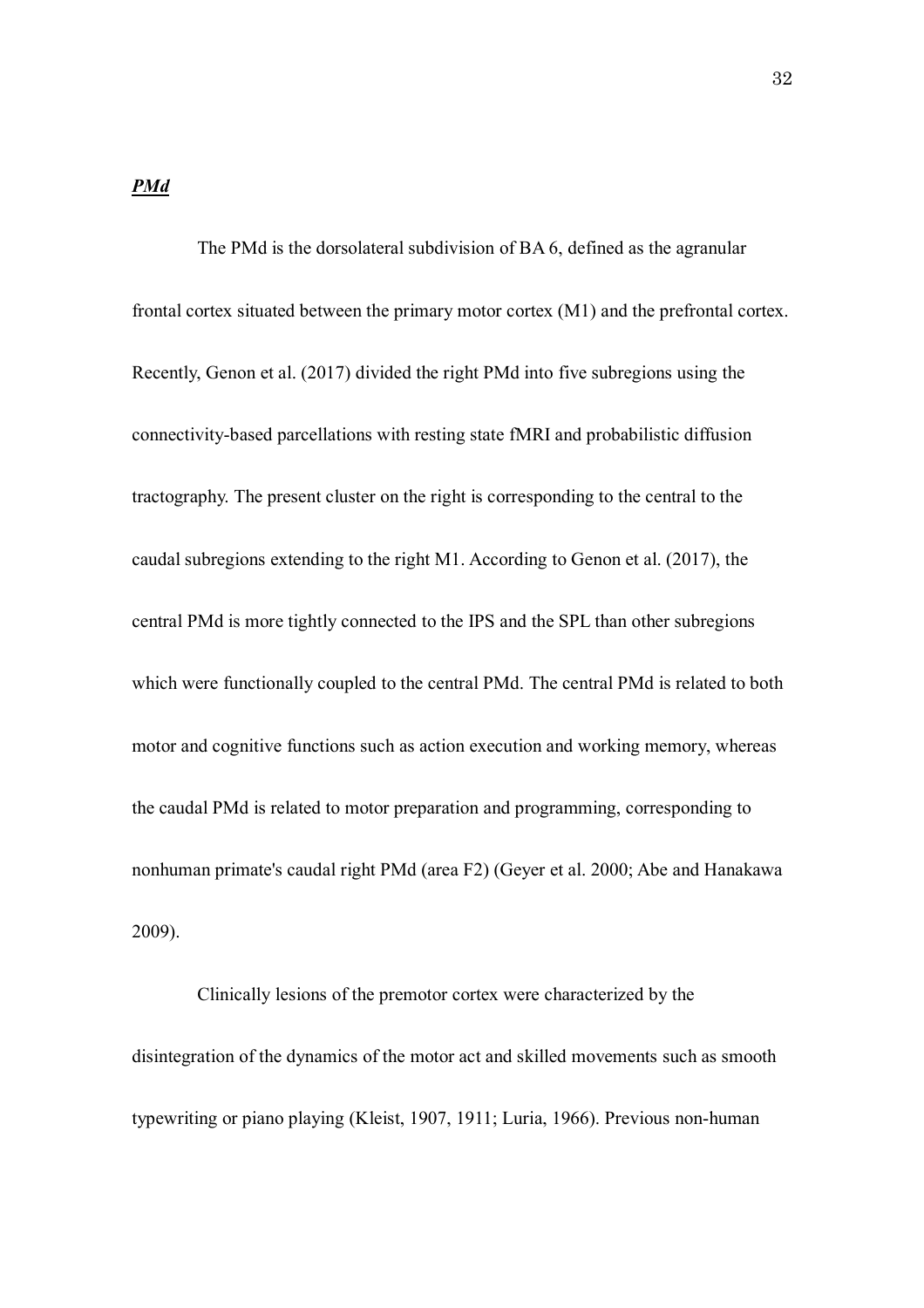***PMd***

The PMd is the dorsolateral subdivision of BA 6, defined as the agranular frontal cortex situated between the primary motor cortex (M1) and the prefrontal cortex. Recently, Genon et al. (2017) divided the right PMd into five subregions using the connectivity-based parcellations with resting state fMRI and probabilistic diffusion tractography. The present cluster on the right is corresponding to the central to the caudal subregions extending to the right M1. According to Genon et al. (2017), the central PMd is more tightly connected to the IPS and the SPL than other subregions which were functionally coupled to the central PMd. The central PMd is related to both motor and cognitive functions such as action execution and working memory, whereas the caudal PMd is related to motor preparation and programming, corresponding to nonhuman primate's caudal right PMd (area F2) (Geyer et al. 2000; Abe and Hanakawa 2009).

Clinically lesions of the premotor cortex were characterized by the disintegration of the dynamics of the motor act and skilled movements such as smooth typewriting or piano playing (Kleist, 1907, 1911; Luria, 1966). Previous non-human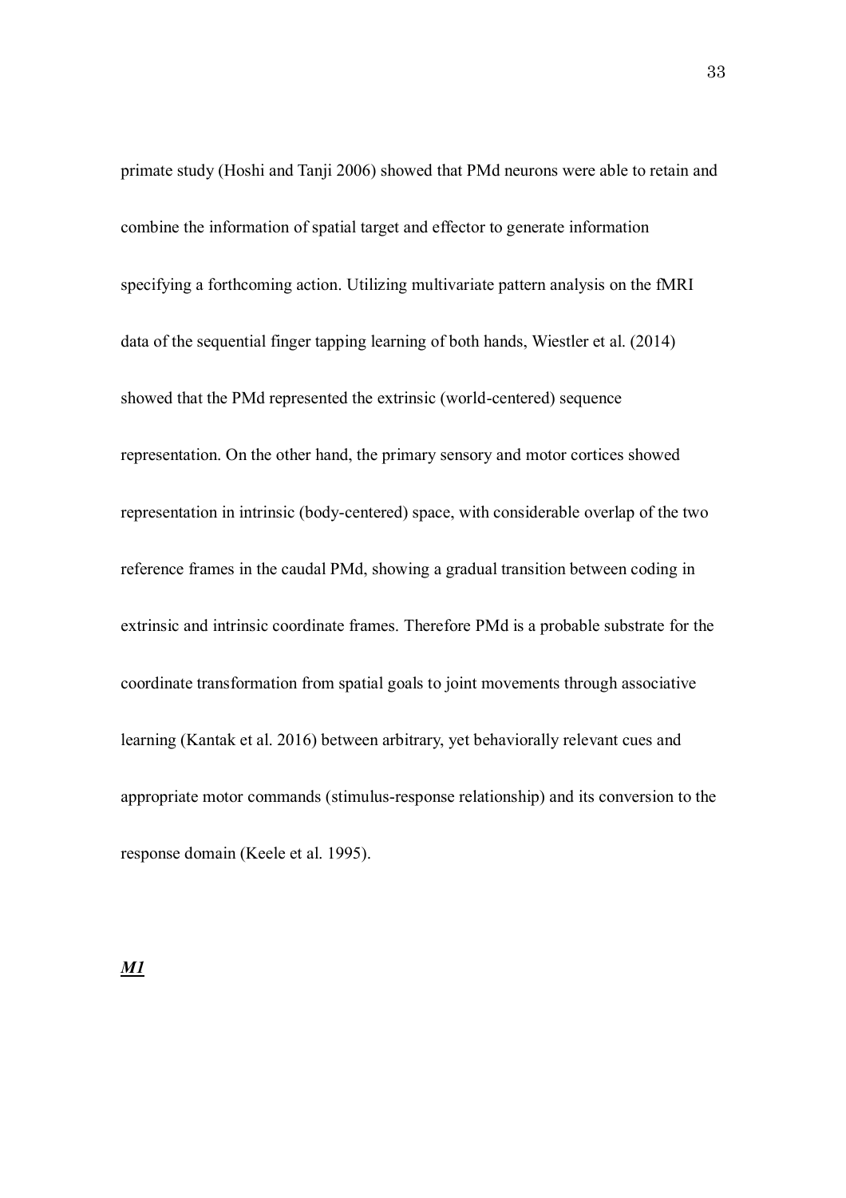primate study (Hoshi and Tanji 2006) showed that PMd neurons were able to retain and combine the information of spatial target and effector to generate information specifying a forthcoming action. Utilizing multivariate pattern analysis on the fMRI data of the sequential finger tapping learning of both hands, Wiestler et al. (2014) showed that the PMd represented the extrinsic (world-centered) sequence representation. On the other hand, the primary sensory and motor cortices showed representation in intrinsic (body-centered) space, with considerable overlap of the two reference frames in the caudal PMd, showing a gradual transition between coding in extrinsic and intrinsic coordinate frames. Therefore PMd is a probable substrate for the coordinate transformation from spatial goals to joint movements through associative learning (Kantak et al. 2016) between arbitrary, yet behaviorally relevant cues and appropriate motor commands (stimulus-response relationship) and its conversion to the response domain (Keele et al. 1995).

***M1***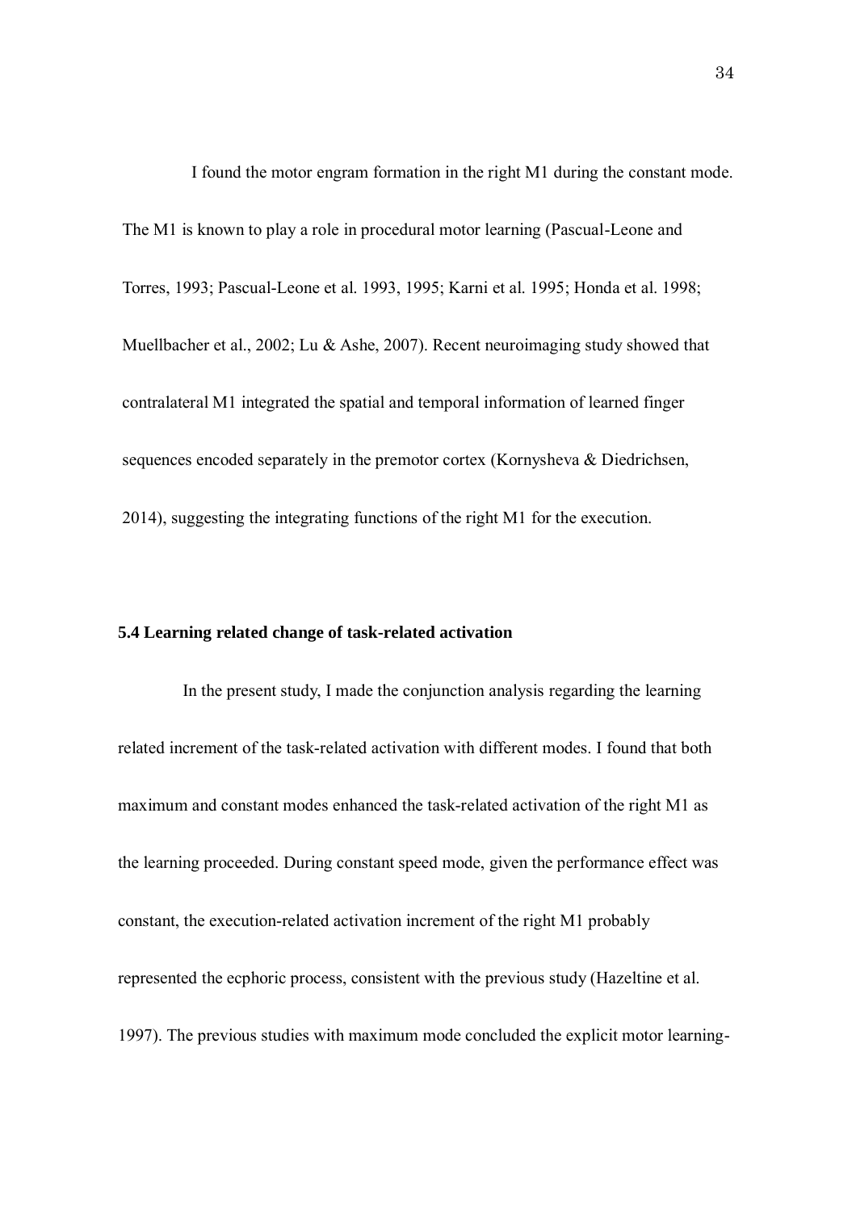I found the motor engram formation in the right M1 during the constant mode. The M1 is known to play a role in procedural motor learning (Pascual-Leone and Torres, 1993; Pascual-Leone et al. 1993, 1995; Karni et al. 1995; Honda et al. 1998; Muellbacher et al., 2002; Lu & Ashe, 2007). Recent neuroimaging study showed that contralateral M1 integrated the spatial and temporal information of learned finger sequences encoded separately in the premotor cortex (Kornysheva & Diedrichsen, 2014), suggesting the integrating functions of the right M1 for the execution.

### 5.4 Learning related change of task-related activation

In the present study, I made the conjunction analysis regarding the learning related increment of the task-related activation with different modes. I found that both maximum and constant modes enhanced the task-related activation of the right M1 as the learning proceeded. During constant speed mode, given the performance effect was constant, the execution-related activation increment of the right M1 probably represented the ecphoric process, consistent with the previous study (Hazeltine et al. 1997). The previous studies with maximum mode concluded the explicit motor learning-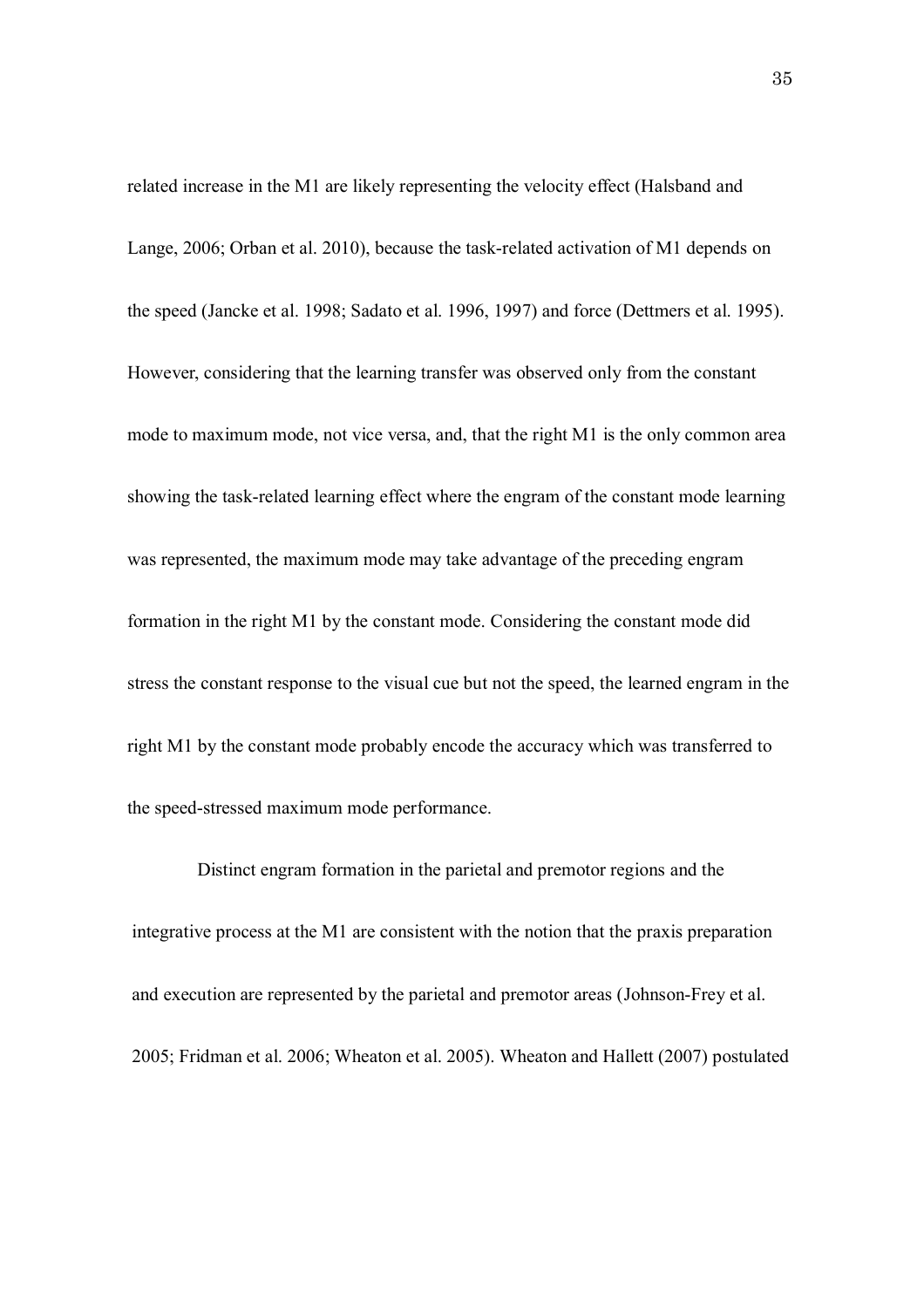related increase in the M1 are likely representing the velocity effect (Halsband and Lange, 2006; Orban et al. 2010), because the task-related activation of M1 depends on the speed (Jancke et al. 1998; Sadato et al. 1996, 1997) and force (Dettmers et al. 1995). However, considering that the learning transfer was observed only from the constant mode to maximum mode, not vice versa, and, that the right M1 is the only common area showing the task-related learning effect where the engram of the constant mode learning was represented, the maximum mode may take advantage of the preceding engram formation in the right M1 by the constant mode. Considering the constant mode did stress the constant response to the visual cue but not the speed, the learned engram in the right M1 by the constant mode probably encode the accuracy which was transferred to the speed-stressed maximum mode performance.

Distinct engram formation in the parietal and premotor regions and the integrative process at the M1 are consistent with the notion that the praxis preparation and execution are represented by the parietal and premotor areas (Johnson-Frey et al. 2005; Fridman et al. 2006; Wheaton et al. 2005). Wheaton and Hallett (2007) postulated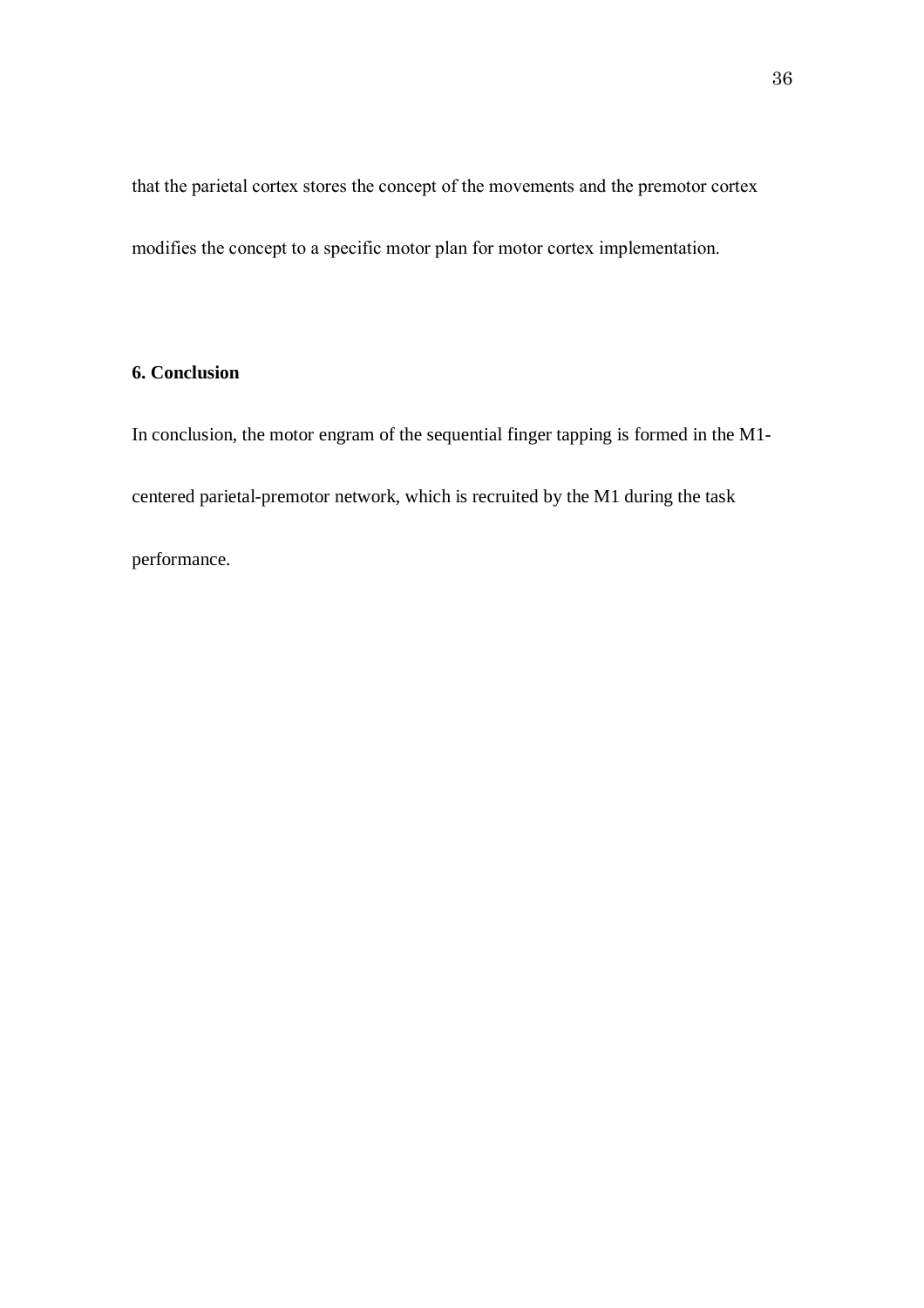that the parietal cortex stores the concept of the movements and the premotor cortex modifies the concept to a specific motor plan for motor cortex implementation.

## 6. Conclusion

In conclusion, the motor engram of the sequential finger tapping is formed in the M1-centered parietal-premotor network, which is recruited by the M1 during the task performance.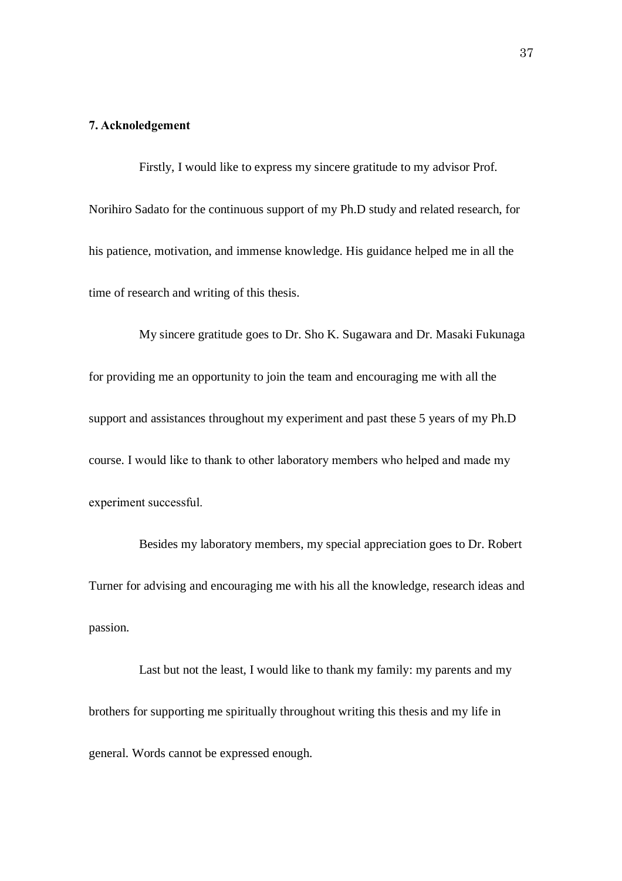## 7. Acknoledgement

Firstly, I would like to express my sincere gratitude to my advisor Prof. Norihiro Sadato for the continuous support of my Ph.D study and related research, for his patience, motivation, and immense knowledge. His guidance helped me in all the time of research and writing of this thesis.

My sincere gratitude goes to Dr. Sho K. Sugawara and Dr. Masaki Fukunaga for providing me an opportunity to join the team and encouraging me with all the support and assistances throughout my experiment and past these 5 years of my Ph.D course. I would like to thank to other laboratory members who helped and made my experiment successful.

Besides my laboratory members, my special appreciation goes to Dr. Robert Turner for advising and encouraging me with his all the knowledge, research ideas and passion.

Last but not the least, I would like to thank my family: my parents and my brothers for supporting me spiritually throughout writing this thesis and my life in general. Words cannot be expressed enough.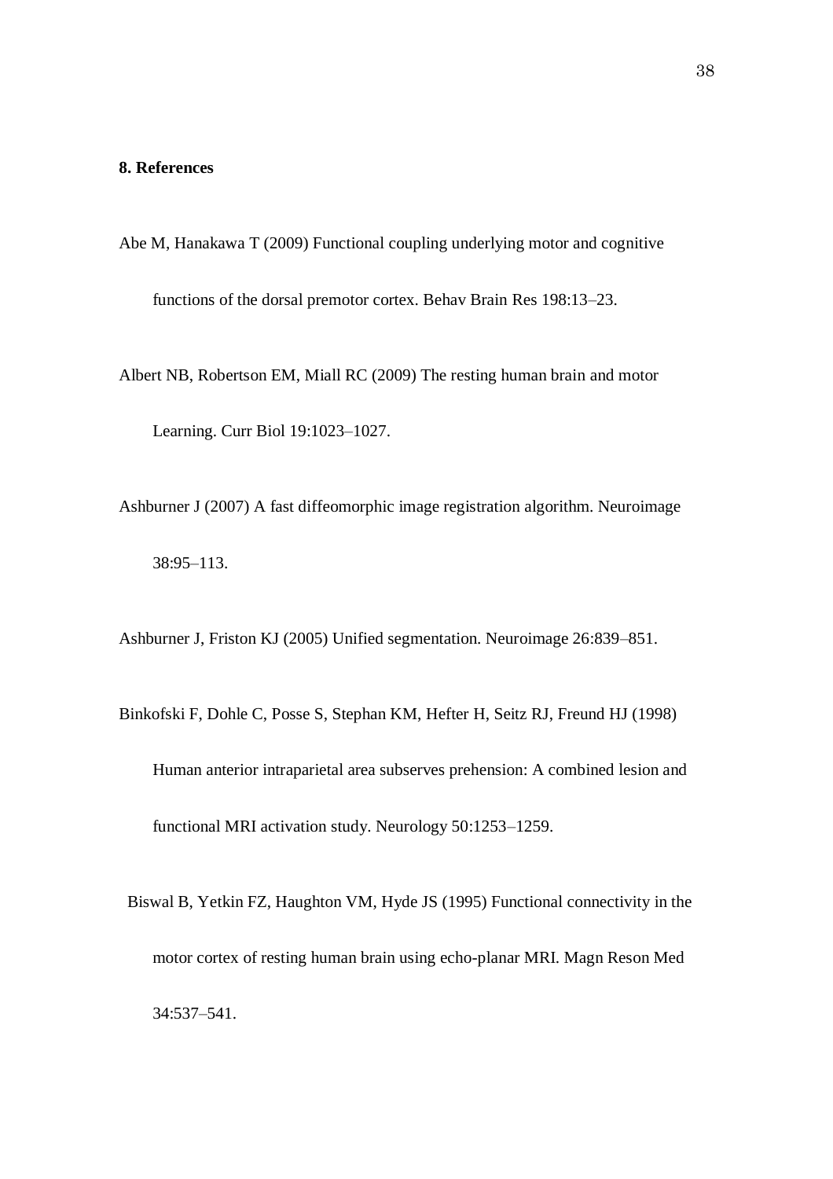## 8. References

Abe M, Hanakawa T (2009) Functional coupling underlying motor and cognitive functions of the dorsal premotor cortex. Behav Brain Res 198:13–23.

Albert NB, Robertson EM, Miall RC (2009) The resting human brain and motor Learning. Curr Biol 19:1023–1027.

Ashburner J (2007) A fast diffeomorphic image registration algorithm. Neuroimage 38:95–113.

Ashburner J, Friston KJ (2005) Unified segmentation. Neuroimage 26:839–851.

Binkofski F, Dohle C, Posse S, Stephan KM, Hefter H, Seitz RJ, Freund HJ (1998) Human anterior intraparietal area subserves prehension: A combined lesion and functional MRI activation study. Neurology 50:1253–1259.

Biswal B, Yetkin FZ, Haughton VM, Hyde JS (1995) Functional connectivity in the motor cortex of resting human brain using echo-planar MRI. Magn Reson Med 34:537–541.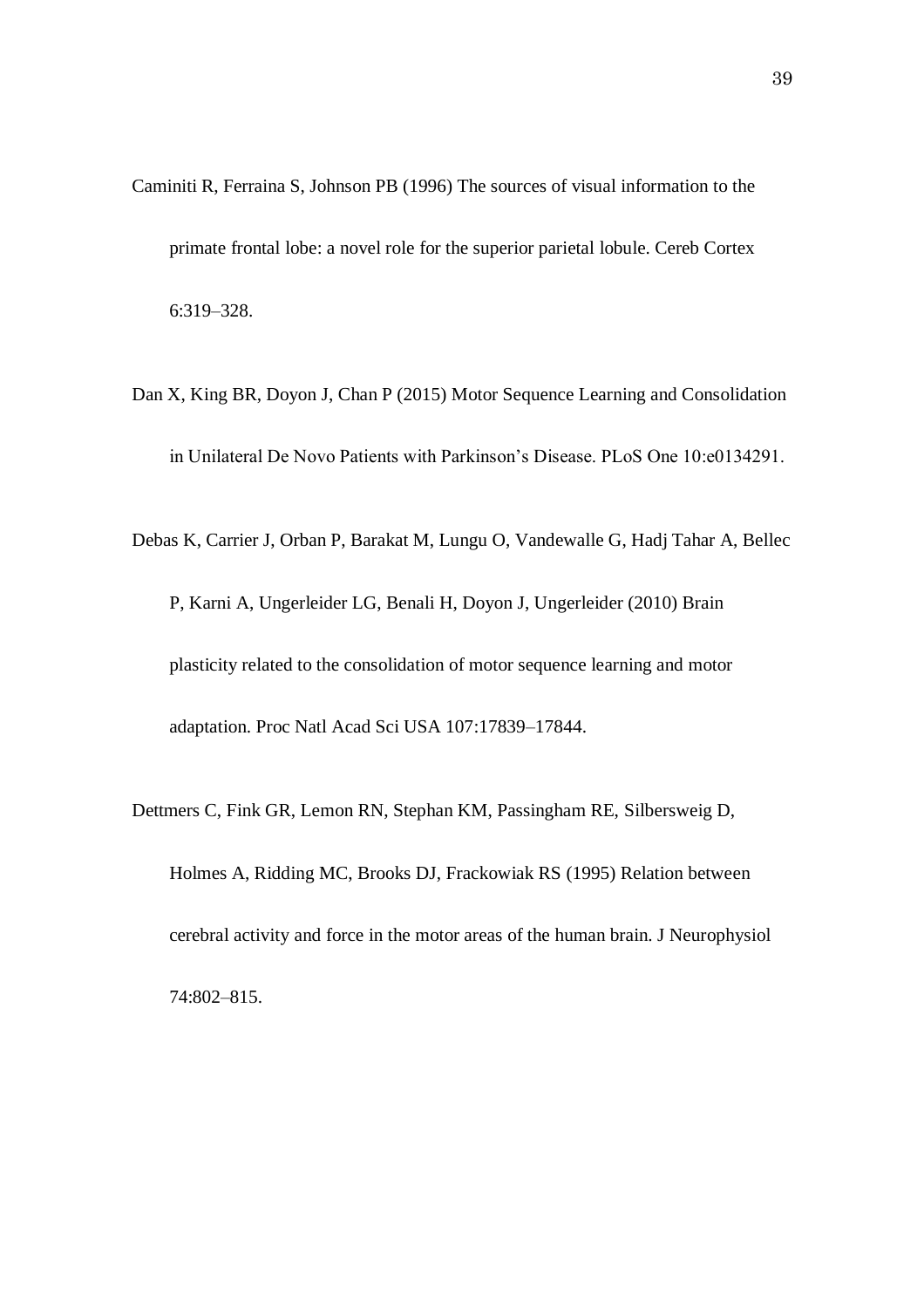Caminiti R, Ferraina S, Johnson PB (1996) The sources of visual information to the primate frontal lobe: a novel role for the superior parietal lobule. Cereb Cortex 6:319–328.

Dan X, King BR, Doyon J, Chan P (2015) Motor Sequence Learning and Consolidation in Unilateral De Novo Patients with Parkinson's Disease. PLoS One 10:e0134291.

Debas K, Carrier J, Orban P, Barakat M, Lungu O, Vandewalle G, Hadj Tahar A, Bellec P, Karni A, Ungerleider LG, Benali H, Doyon J, Ungerleider (2010) Brain plasticity related to the consolidation of motor sequence learning and motor adaptation. Proc Natl Acad Sci USA 107:17839–17844.

Dettmers C, Fink GR, Lemon RN, Stephan KM, Passingham RE, Silbersweig D, Holmes A, Ridding MC, Brooks DJ, Frackowiak RS (1995) Relation between cerebral activity and force in the motor areas of the human brain. J Neurophysiol 74:802–815.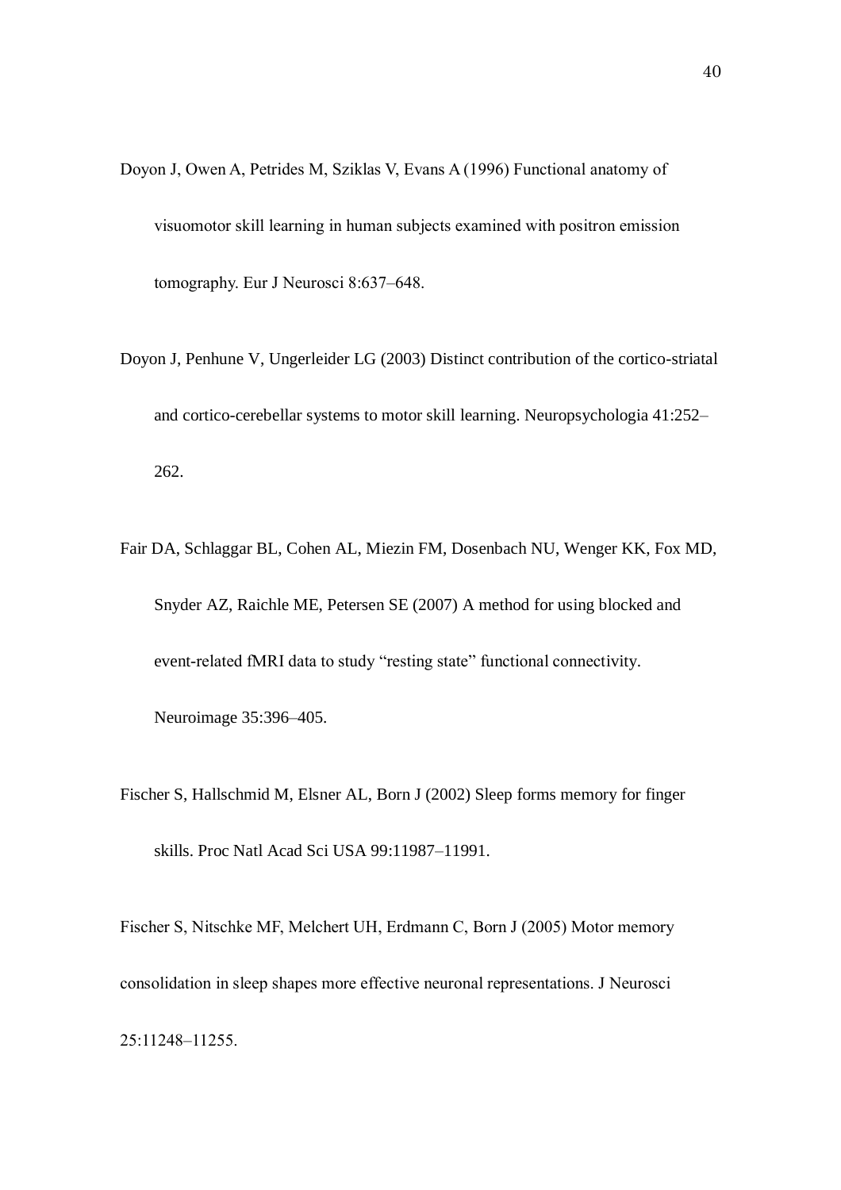Doyon J, Owen A, Petrides M, Sziklas V, Evans A (1996) Functional anatomy of visuomotor skill learning in human subjects examined with positron emission tomography. Eur J Neurosci 8:637–648.

Doyon J, Penhune V, Ungerleider LG (2003) Distinct contribution of the cortico-striatal and cortico-cerebellar systems to motor skill learning. Neuropsychologia 41:252–262.

Fair DA, Schlaggar BL, Cohen AL, Miezin FM, Dosenbach NU, Wenger KK, Fox MD, Snyder AZ, Raichle ME, Petersen SE (2007) A method for using blocked and event-related fMRI data to study "resting state" functional connectivity. Neuroimage 35:396–405.

Fischer S, Hallschmid M, Elsner AL, Born J (2002) Sleep forms memory for finger skills. Proc Natl Acad Sci USA 99:11987–11991.

Fischer S, Nitschke MF, Melchert UH, Erdmann C, Born J (2005) Motor memory consolidation in sleep shapes more effective neuronal representations. J Neurosci 25:11248–11255.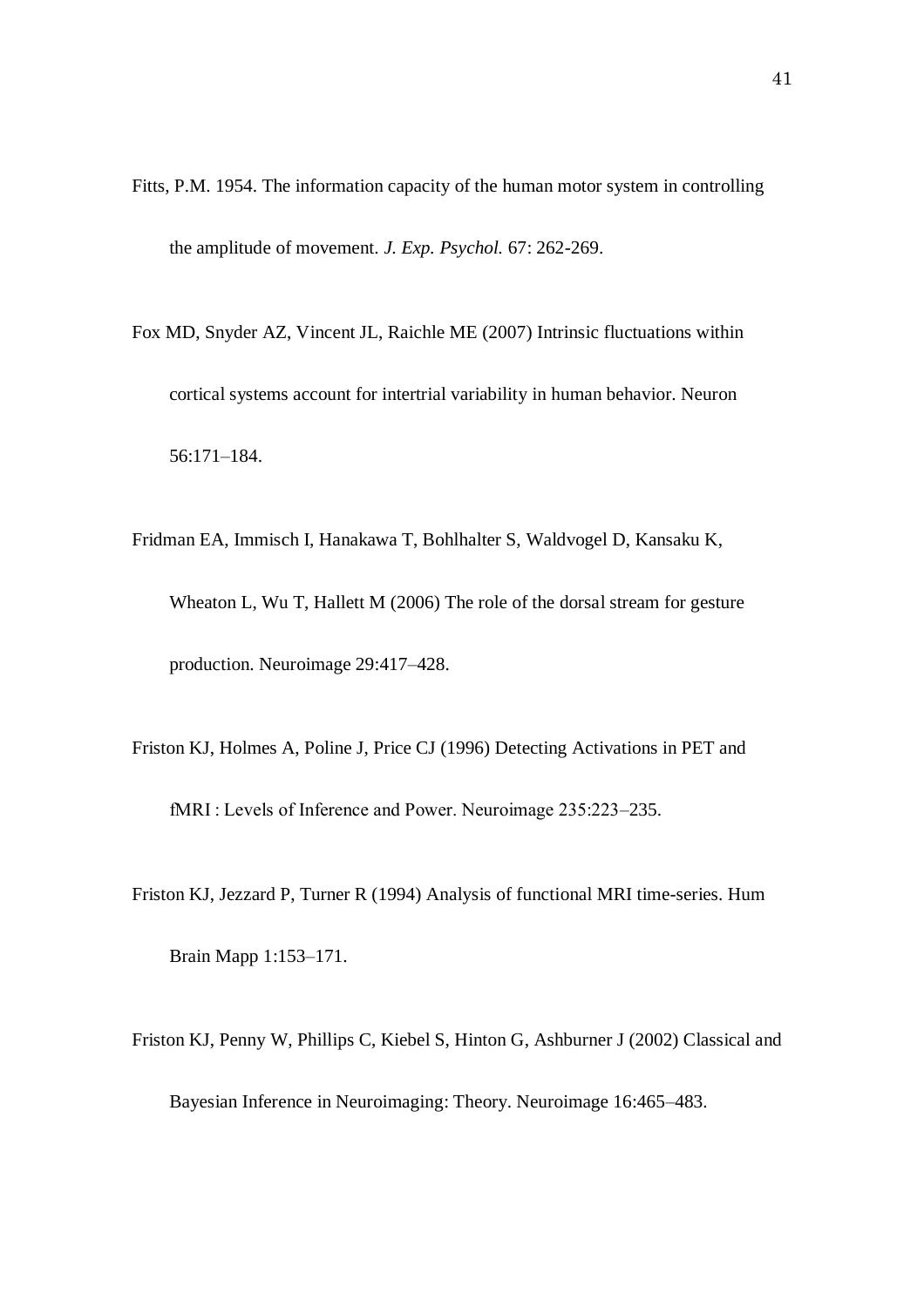Fitts, P.M. 1954. The information capacity of the human motor system in controlling the amplitude of movement. *J. Exp. Psychol.* 67: 262-269.

Fox MD, Snyder AZ, Vincent JL, Raichle ME (2007) Intrinsic fluctuations within cortical systems account for intertrial variability in human behavior. Neuron 56:171–184.

Fridman EA, Immisch I, Hanakawa T, Bohlhalter S, Waldvogel D, Kansaku K, Wheaton L, Wu T, Hallett M (2006) The role of the dorsal stream for gesture production. Neuroimage 29:417–428.

Friston KJ, Holmes A, Poline J, Price CJ (1996) Detecting Activations in PET and fMRI : Levels of Inference and Power. Neuroimage 235:223–235.

Friston KJ, Jezzard P, Turner R (1994) Analysis of functional MRI time-series. Hum Brain Mapp 1:153–171.

Friston KJ, Penny W, Phillips C, Kiebel S, Hinton G, Ashburner J (2002) Classical and Bayesian Inference in Neuroimaging: Theory. Neuroimage 16:465–483.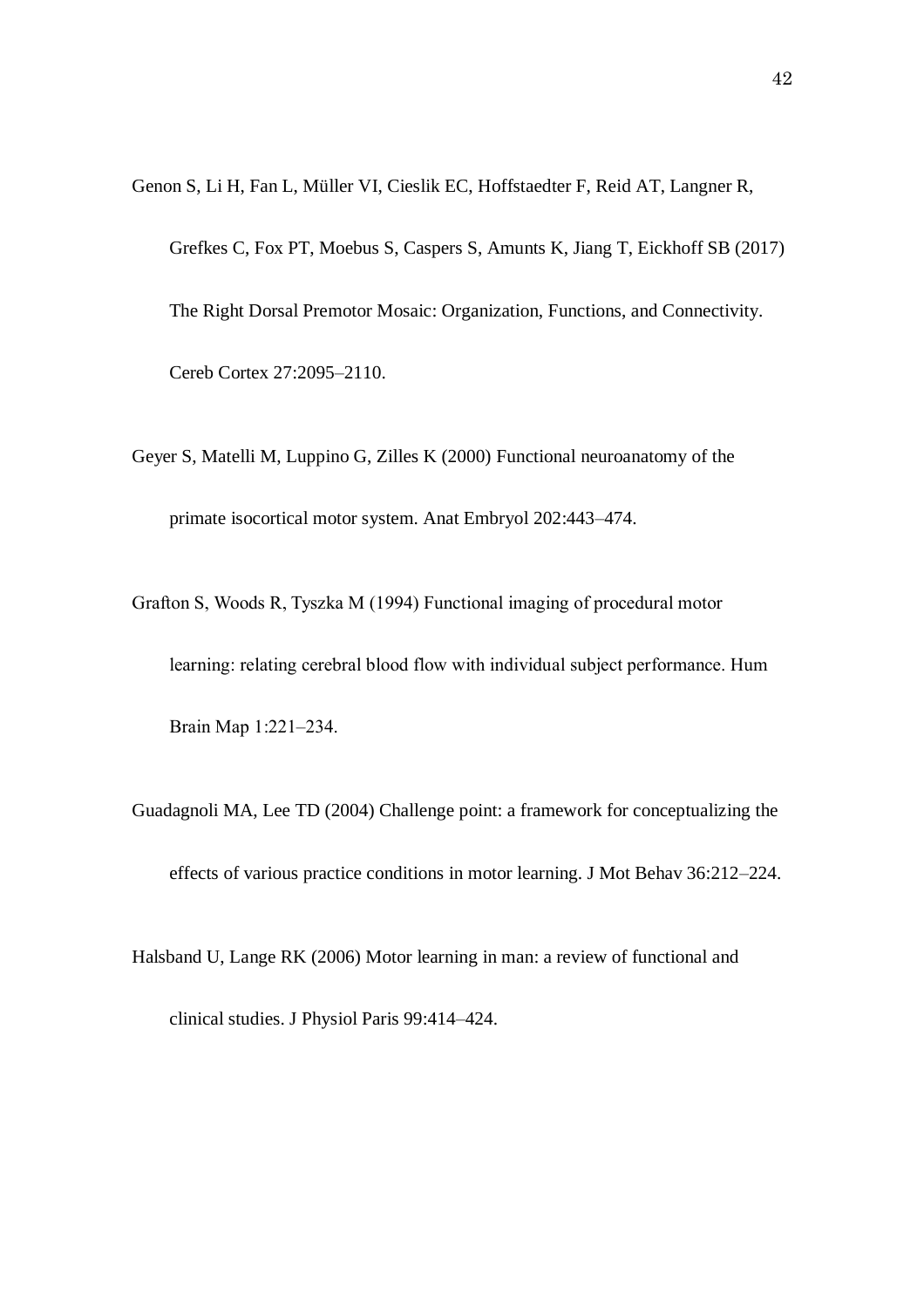Genon S, Li H, Fan L, Müller VI, Cieslik EC, Hoffstaedter F, Reid AT, Langner R, Grefkes C, Fox PT, Moebus S, Caspers S, Amunts K, Jiang T, Eickhoff SB (2017) The Right Dorsal Premotor Mosaic: Organization, Functions, and Connectivity. Cereb Cortex 27:2095–2110.

Geyer S, Matelli M, Luppino G, Zilles K (2000) Functional neuroanatomy of the primate isocortical motor system. Anat Embryol 202:443–474.

Grafton S, Woods R, Tyszka M (1994) Functional imaging of procedural motor learning: relating cerebral blood flow with individual subject performance. Hum Brain Map 1:221–234.

Guadagnoli MA, Lee TD (2004) Challenge point: a framework for conceptualizing the effects of various practice conditions in motor learning. J Mot Behav 36:212–224.

Halsband U, Lange RK (2006) Motor learning in man: a review of functional and clinical studies. J Physiol Paris 99:414–424.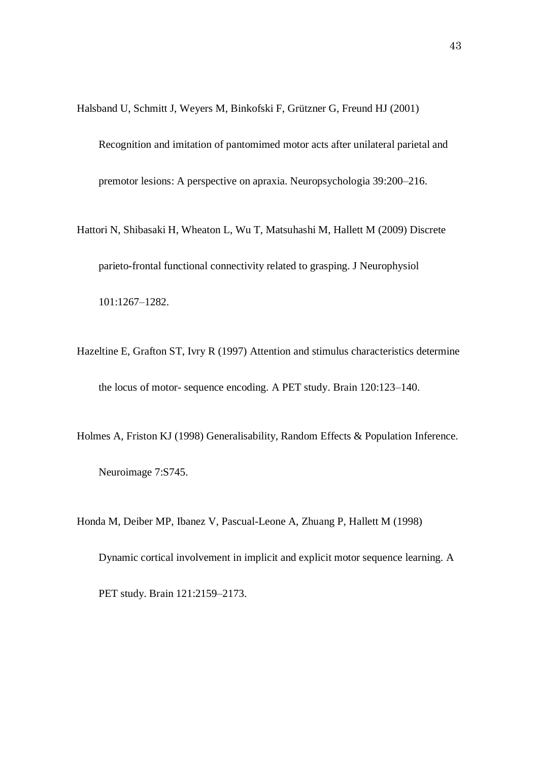Halsband U, Schmitt J, Weyers M, Binkofski F, Grützner G, Freund HJ (2001) Recognition and imitation of pantomimed motor acts after unilateral parietal and premotor lesions: A perspective on apraxia. Neuropsychologia 39:200–216.

Hattori N, Shibasaki H, Wheaton L, Wu T, Matsuhashi M, Hallett M (2009) Discrete parieto-frontal functional connectivity related to grasping. J Neurophysiol 101:1267–1282.

Hazeltine E, Grafton ST, Ivry R (1997) Attention and stimulus characteristics determine the locus of motor- sequence encoding. A PET study. Brain 120:123–140.

Holmes A, Friston KJ (1998) Generalisability, Random Effects & Population Inference. Neuroimage 7:S745.

Honda M, Deiber MP, Ibanez V, Pascual-Leone A, Zhuang P, Hallett M (1998) Dynamic cortical involvement in implicit and explicit motor sequence learning. A PET study. Brain 121:2159–2173.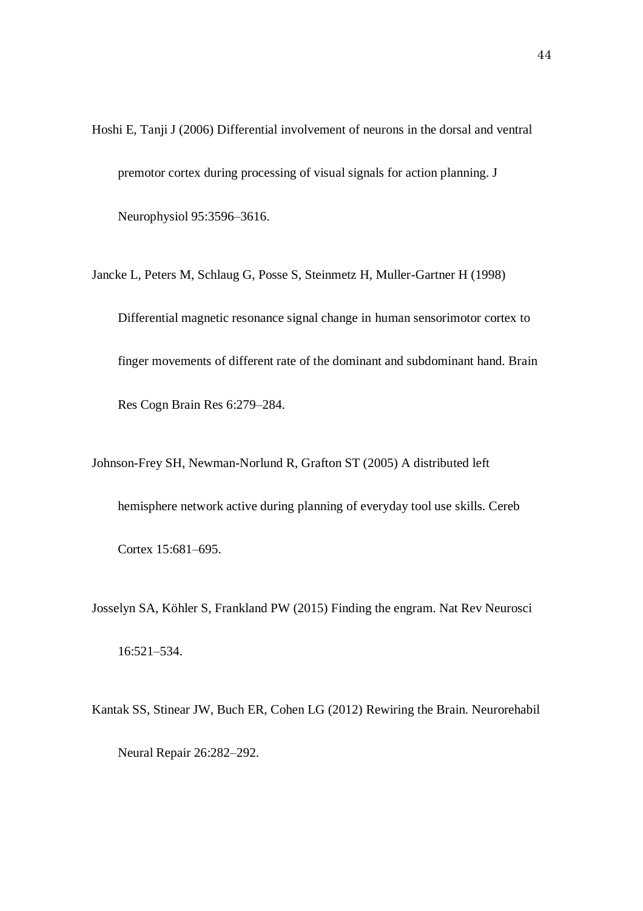Hoshi E, Tanji J (2006) Differential involvement of neurons in the dorsal and ventral premotor cortex during processing of visual signals for action planning. J Neurophysiol 95:3596–3616.

Jancke L, Peters M, Schlaug G, Posse S, Steinmetz H, Muller-Gartner H (1998) Differential magnetic resonance signal change in human sensorimotor cortex to finger movements of different rate of the dominant and subdominant hand. Brain Res Cogn Brain Res 6:279–284.

Johnson-Frey SH, Newman-Norlund R, Grafton ST (2005) A distributed left hemisphere network active during planning of everyday tool use skills. Cereb Cortex 15:681–695.

Josselyn SA, Köhler S, Frankland PW (2015) Finding the engram. Nat Rev Neurosci 16:521–534.

Kantak SS, Stinear JW, Buch ER, Cohen LG (2012) Rewiring the Brain. Neurorehabil Neural Repair 26:282–292.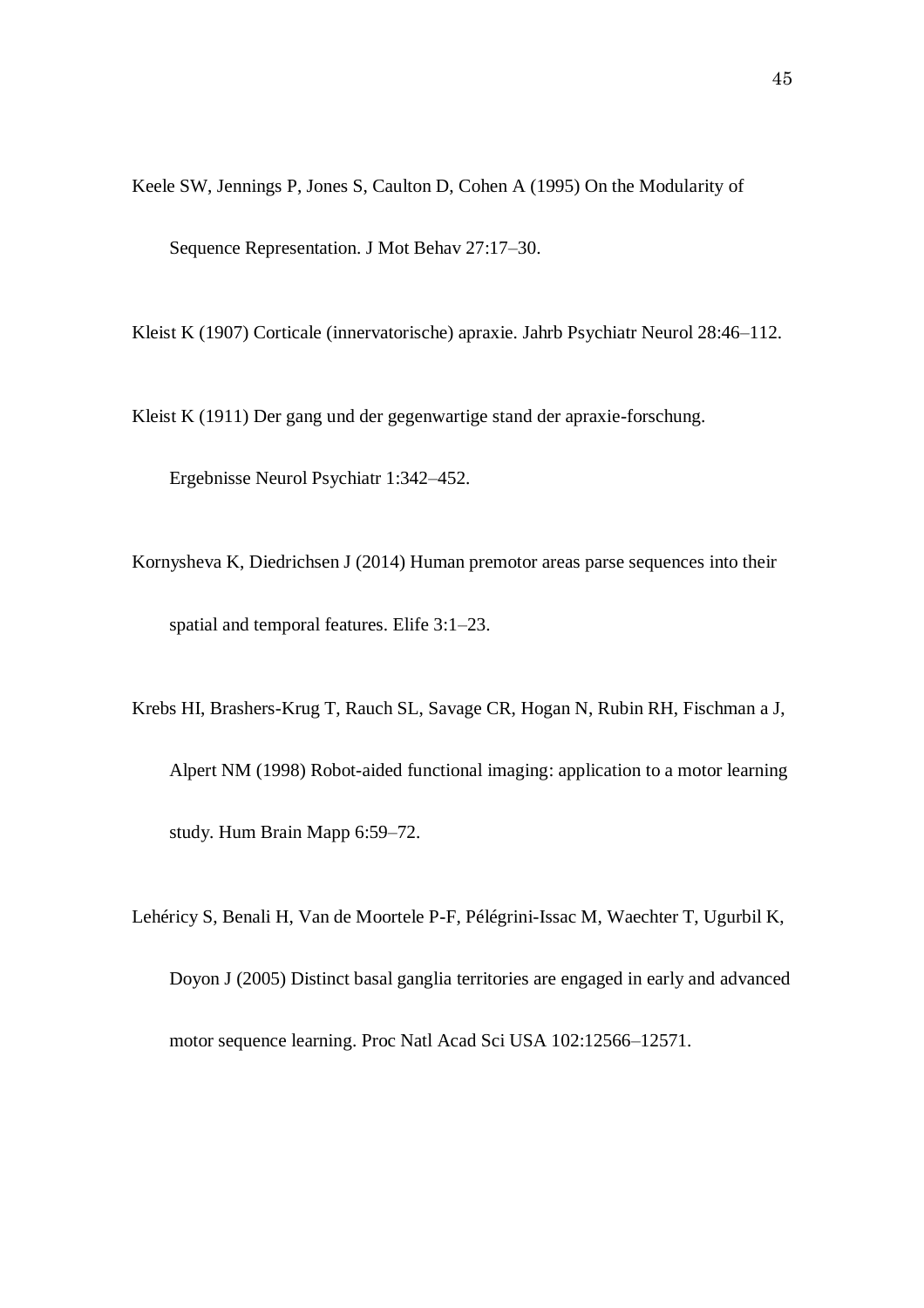Keele SW, Jennings P, Jones S, Caulton D, Cohen A (1995) On the Modularity of Sequence Representation. J Mot Behav 27:17–30.

Kleist K (1907) Corticale (innervatorische) apraxie. Jahrb Psychiatr Neurol 28:46–112.

Kleist K (1911) Der gang und der gegenwartige stand der apraxie-forschung. Ergebnisse Neurol Psychiatr 1:342–452.

Kornysheva K, Diedrichsen J (2014) Human premotor areas parse sequences into their spatial and temporal features. Elife 3:1–23.

Krebs HI, Brashers-Krug T, Rauch SL, Savage CR, Hogan N, Rubin RH, Fischman a J, Alpert NM (1998) Robot-aided functional imaging: application to a motor learning study. Hum Brain Mapp 6:59–72.

Lehéricy S, Benali H, Van de Moortele P-F, Pélégrini-Issac M, Waechter T, Ugurbil K, Doyon J (2005) Distinct basal ganglia territories are engaged in early and advanced motor sequence learning. Proc Natl Acad Sci USA 102:12566–12571.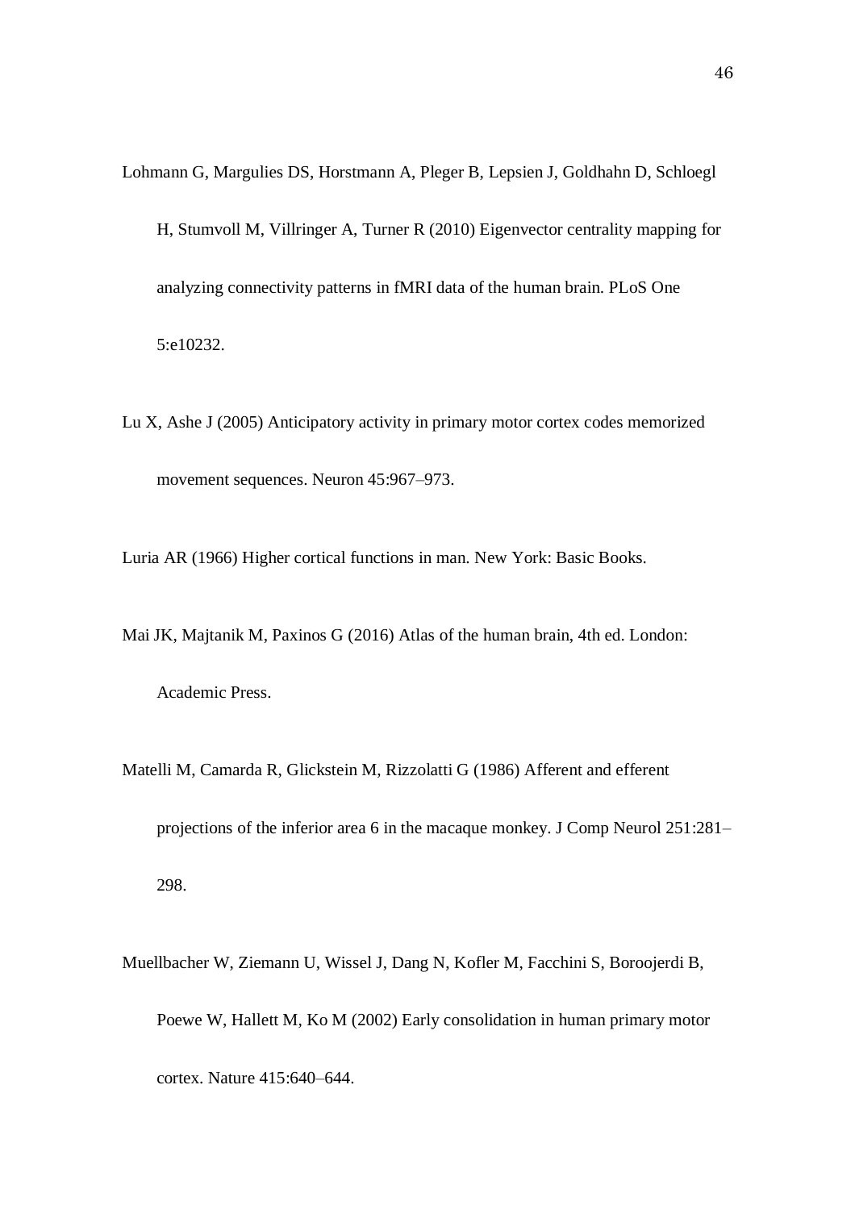Lohmann G, Margulies DS, Horstmann A, Pleger B, Lepsien J, Goldhahn D, Schloegl H, Stumvoll M, Villringer A, Turner R (2010) Eigenvector centrality mapping for analyzing connectivity patterns in fMRI data of the human brain. PLoS One 5:e10232.

Lu X, Ashe J (2005) Anticipatory activity in primary motor cortex codes memorized movement sequences. Neuron 45:967–973.

Luria AR (1966) Higher cortical functions in man. New York: Basic Books.

Mai JK, Majtanik M, Paxinos G (2016) Atlas of the human brain, 4th ed. London: Academic Press.

Matelli M, Camarda R, Glickstein M, Rizzolatti G (1986) Afferent and efferent projections of the inferior area 6 in the macaque monkey. J Comp Neurol 251:281–298.

Muellbacher W, Ziemann U, Wissel J, Dang N, Kofler M, Facchini S, Boroojerdi B, Poewe W, Hallett M, Ko M (2002) Early consolidation in human primary motor cortex. Nature 415:640–644.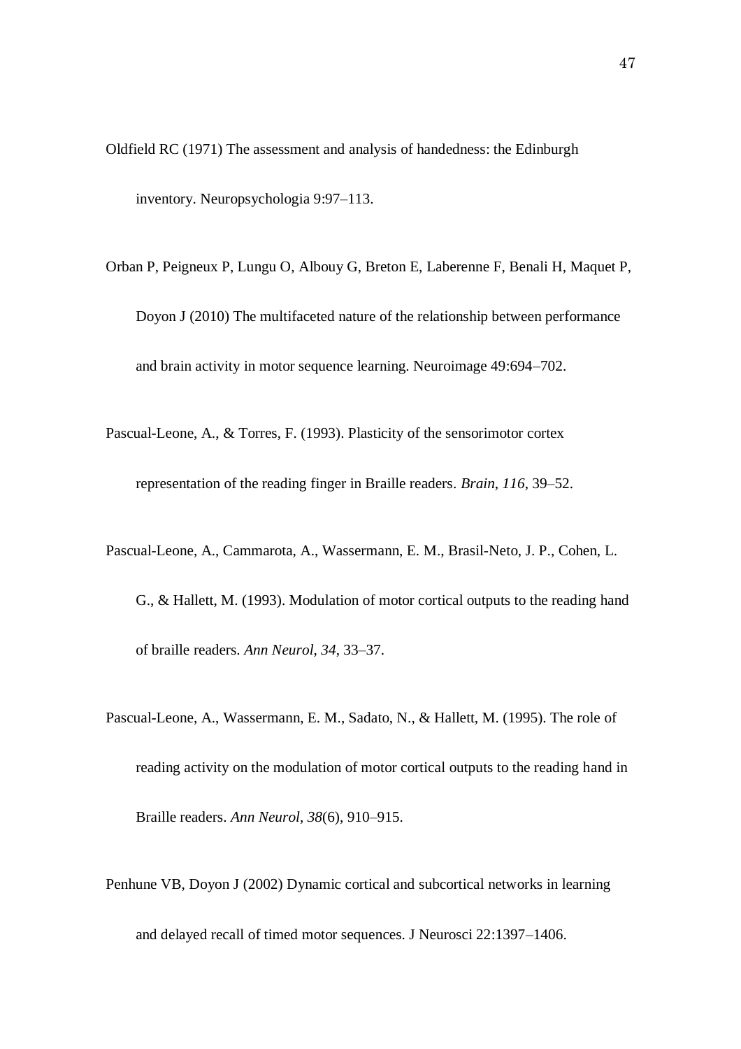Oldfield RC (1971) The assessment and analysis of handedness: the Edinburgh inventory. Neuropsychologia 9:97–113.

Orban P, Peigneux P, Lungu O, Albouy G, Breton E, Laberenne F, Benali H, Maquet P, Doyon J (2010) The multifaceted nature of the relationship between performance and brain activity in motor sequence learning. Neuroimage 49:694–702.

Pascual-Leone, A., & Torres, F. (1993). Plasticity of the sensorimotor cortex representation of the reading finger in Braille readers. *Brain*, *116*, 39–52.

Pascual-Leone, A., Cammarota, A., Wassermann, E. M., Brasil-Neto, J. P., Cohen, L. G., & Hallett, M. (1993). Modulation of motor cortical outputs to the reading hand of braille readers. *Ann Neurol*, *34*, 33–37.

Pascual-Leone, A., Wassermann, E. M., Sadato, N., & Hallett, M. (1995). The role of reading activity on the modulation of motor cortical outputs to the reading hand in Braille readers. *Ann Neurol*, *38*(6), 910–915.

Penhune VB, Doyon J (2002) Dynamic cortical and subcortical networks in learning and delayed recall of timed motor sequences. J Neurosci 22:1397–1406.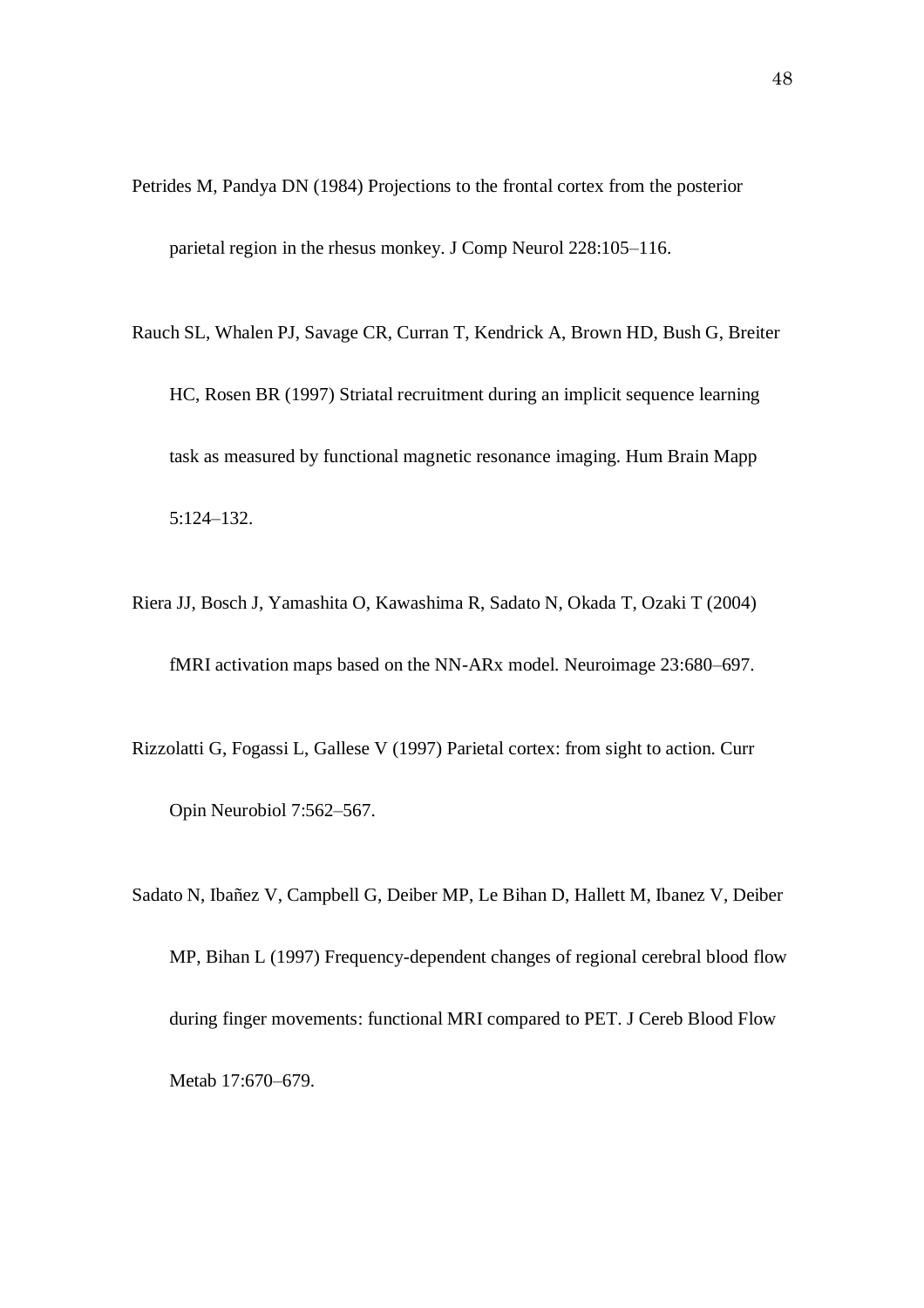Petrides M, Pandya DN (1984) Projections to the frontal cortex from the posterior parietal region in the rhesus monkey. J Comp Neurol 228:105–116.

Rauch SL, Whalen PJ, Savage CR, Curran T, Kendrick A, Brown HD, Bush G, Breiter HC, Rosen BR (1997) Striatal recruitment during an implicit sequence learning task as measured by functional magnetic resonance imaging. Hum Brain Mapp 5:124–132.

Riera JJ, Bosch J, Yamashita O, Kawashima R, Sadato N, Okada T, Ozaki T (2004) fMRI activation maps based on the NN-ARx model. Neuroimage 23:680–697.

Rizzolatti G, Fogassi L, Gallese V (1997) Parietal cortex: from sight to action. Curr Opin Neurobiol 7:562–567.

Sadato N, Ibañez V, Campbell G, Deiber MP, Le Bihan D, Hallett M, Ibanez V, Deiber MP, Bihan L (1997) Frequency-dependent changes of regional cerebral blood flow during finger movements: functional MRI compared to PET. J Cereb Blood Flow Metab 17:670–679.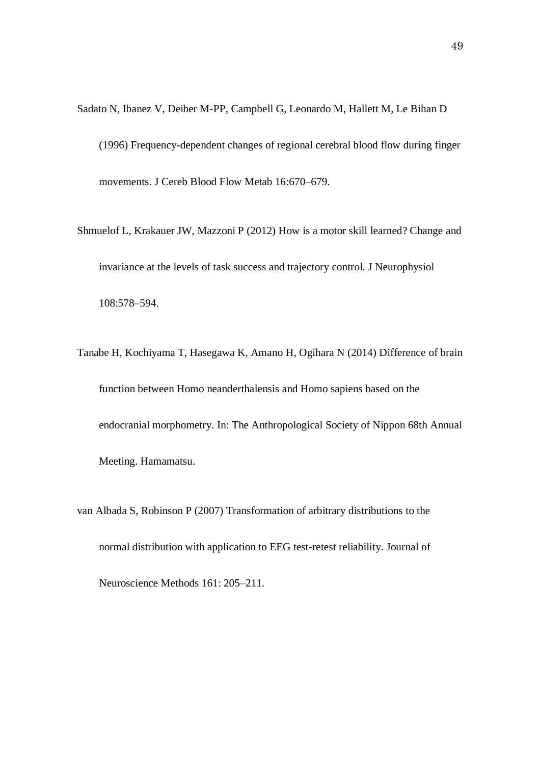Sadato N, Ibanez V, Deiber M-PP, Campbell G, Leonardo M, Hallett M, Le Bihan D (1996) Frequency-dependent changes of regional cerebral blood flow during finger movements. J Cereb Blood Flow Metab 16:670–679.

Shmuelof L, Krakauer JW, Mazzoni P (2012) How is a motor skill learned? Change and invariance at the levels of task success and trajectory control. J Neurophysiol 108:578–594.

Tanabe H, Kochiyama T, Hasegawa K, Amano H, Ogihara N (2014) Difference of brain function between Homo neanderthalensis and Homo sapiens based on the endocranial morphometry. In: The Anthropological Society of Nippon 68th Annual Meeting. Hamamatsu.

van Albada S, Robinson P (2007) Transformation of arbitrary distributions to the normal distribution with application to EEG test-retest reliability. Journal of Neuroscience Methods 161: 205–211.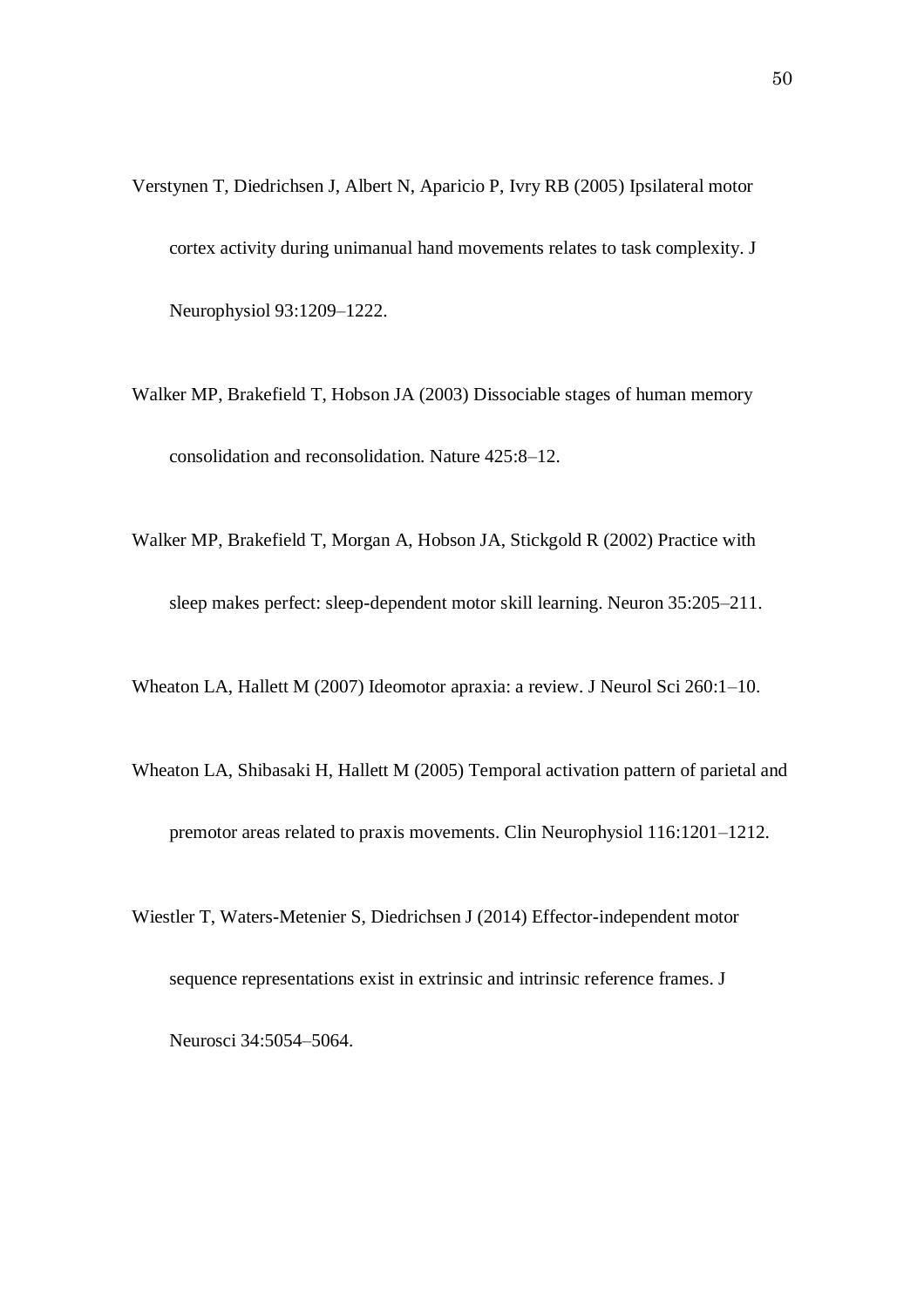Verstynen T, Diedrichsen J, Albert N, Aparicio P, Ivry RB (2005) Ipsilateral motor cortex activity during unimanual hand movements relates to task complexity. J Neurophysiol 93:1209–1222.

Walker MP, Brakefield T, Hobson JA (2003) Dissociable stages of human memory consolidation and reconsolidation. Nature 425:8–12.

Walker MP, Brakefield T, Morgan A, Hobson JA, Stickgold R (2002) Practice with sleep makes perfect: sleep-dependent motor skill learning. Neuron 35:205–211.

Wheaton LA, Hallett M (2007) Ideomotor apraxia: a review. J Neurol Sci 260:1–10.

Wheaton LA, Shibasaki H, Hallett M (2005) Temporal activation pattern of parietal and premotor areas related to praxis movements. Clin Neurophysiol 116:1201–1212.

Wiestler T, Waters-Metenier S, Diedrichsen J (2014) Effector-independent motor sequence representations exist in extrinsic and intrinsic reference frames. J Neurosci 34:5054–5064.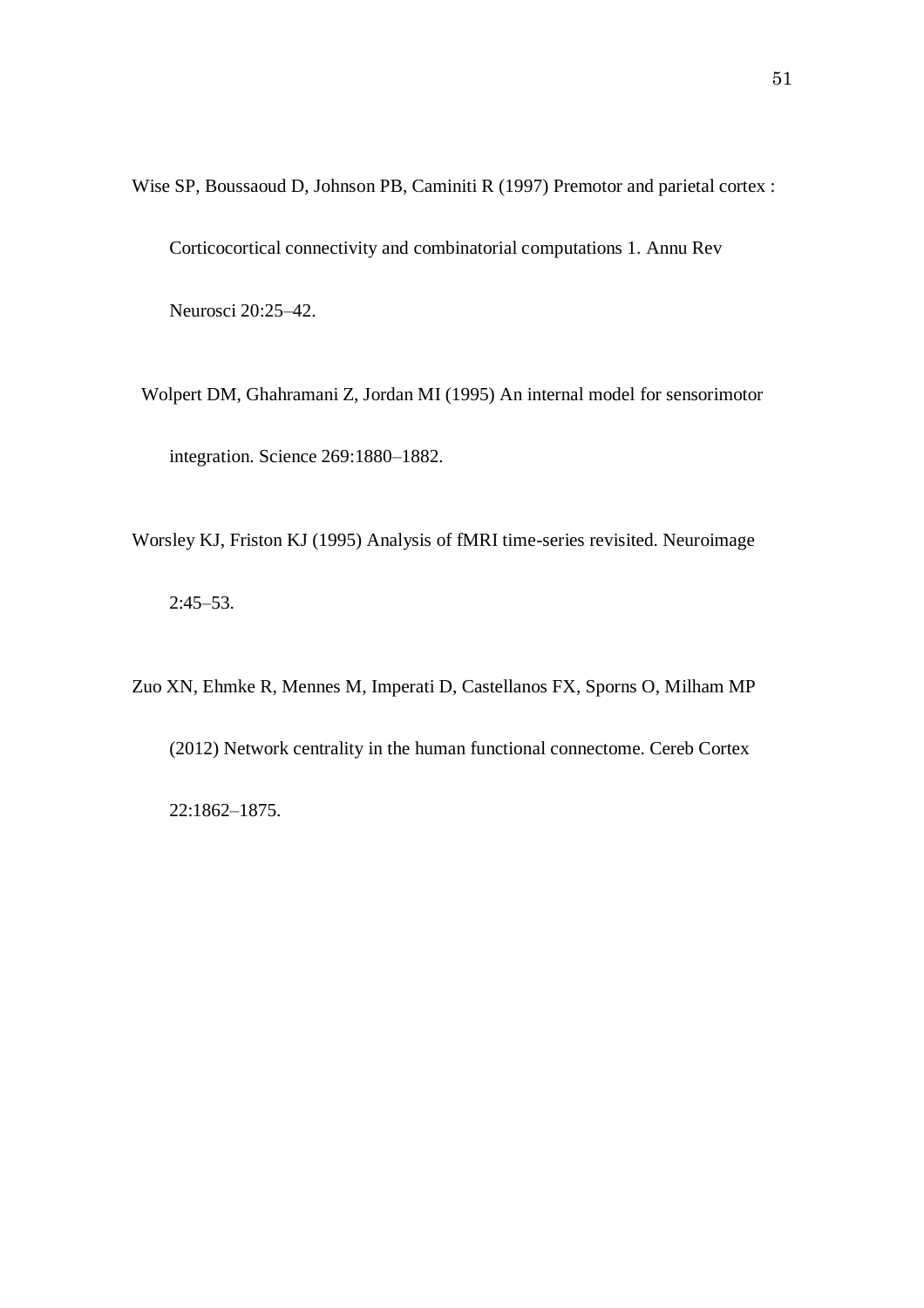Wise SP, Boussaoud D, Johnson PB, Caminiti R (1997) Premotor and parietal cortex : Corticocortical connectivity and combinatorial computations 1. Annu Rev Neurosci 20:25–42.

Wolpert DM, Ghahramani Z, Jordan MI (1995) An internal model for sensorimotor integration. Science 269:1880–1882.

Worsley KJ, Friston KJ (1995) Analysis of fMRI time-series revisited. Neuroimage 2:45–53.

Zuo XN, Ehmke R, Mennes M, Imperati D, Castellanos FX, Sporns O, Milham MP (2012) Network centrality in the human functional connectome. Cereb Cortex 22:1862–1875.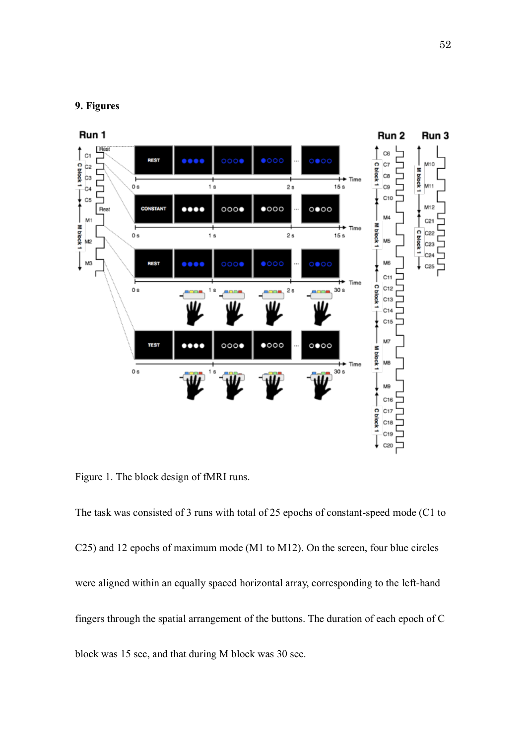## 9. Figures

Figure 1. The block design of fMRI runs.

The task was consisted of 3 runs with total of 25 epochs of constant-speed mode (C1 to C25) and 12 epochs of maximum mode (M1 to M12). On the screen, four blue circles were aligned within an equally spaced horizontal array, corresponding to the left-hand fingers through the spatial arrangement of the buttons. The duration of each epoch of C block was 15 sec, and that during M block was 30 sec.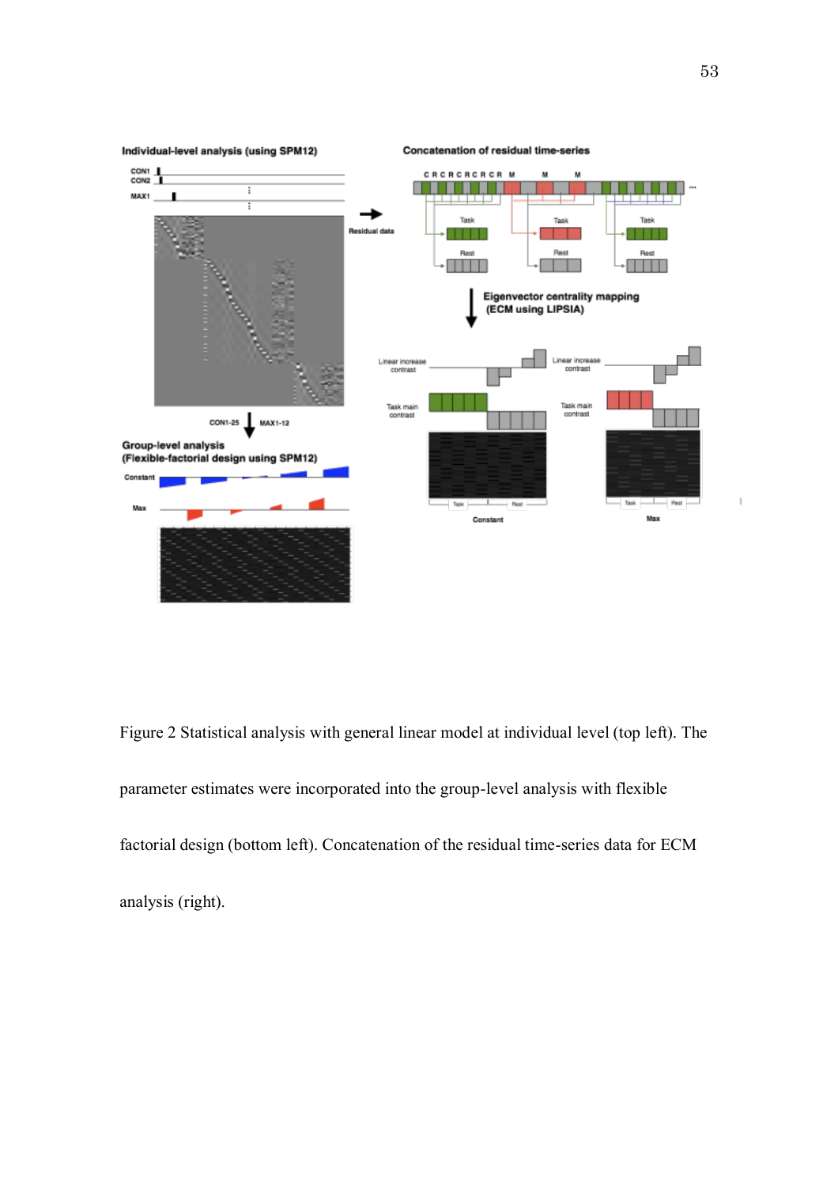Figure 2 Statistical analysis with general linear model at individual level (top left). The parameter estimates were incorporated into the group-level analysis with flexible factorial design (bottom left). Concatenation of the residual time-series data for ECM analysis (right).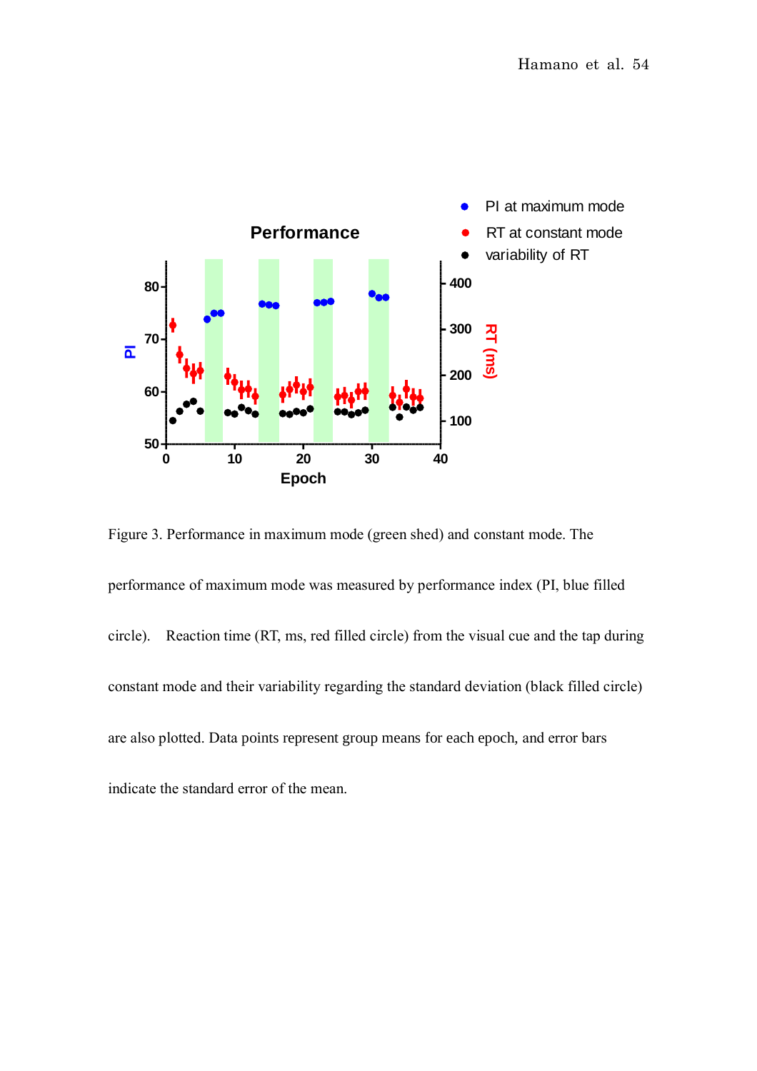Figure 3. Performance in maximum mode (green shed) and constant mode. The performance of maximum mode was measured by performance index (PI, blue filled circle). Reaction time (RT, ms, red filled circle) from the visual cue and the tap during constant mode and their variability regarding the standard deviation (black filled circle) are also plotted. Data points represent group means for each epoch, and error bars indicate the standard error of the mean.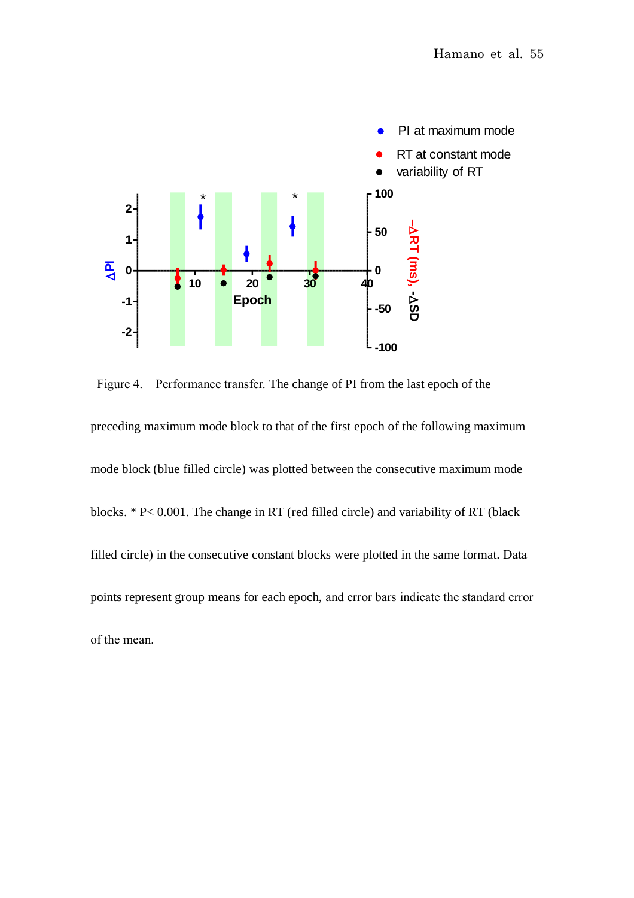Figure 4. Performance transfer. The change of PI from the last epoch of the preceding maximum mode block to that of the first epoch of the following maximum mode block (blue filled circle) was plotted between the consecutive maximum mode blocks. * P< 0.001. The change in RT (red filled circle) and variability of RT (black filled circle) in the consecutive constant blocks were plotted in the same format. Data points represent group means for each epoch, and error bars indicate the standard error of the mean.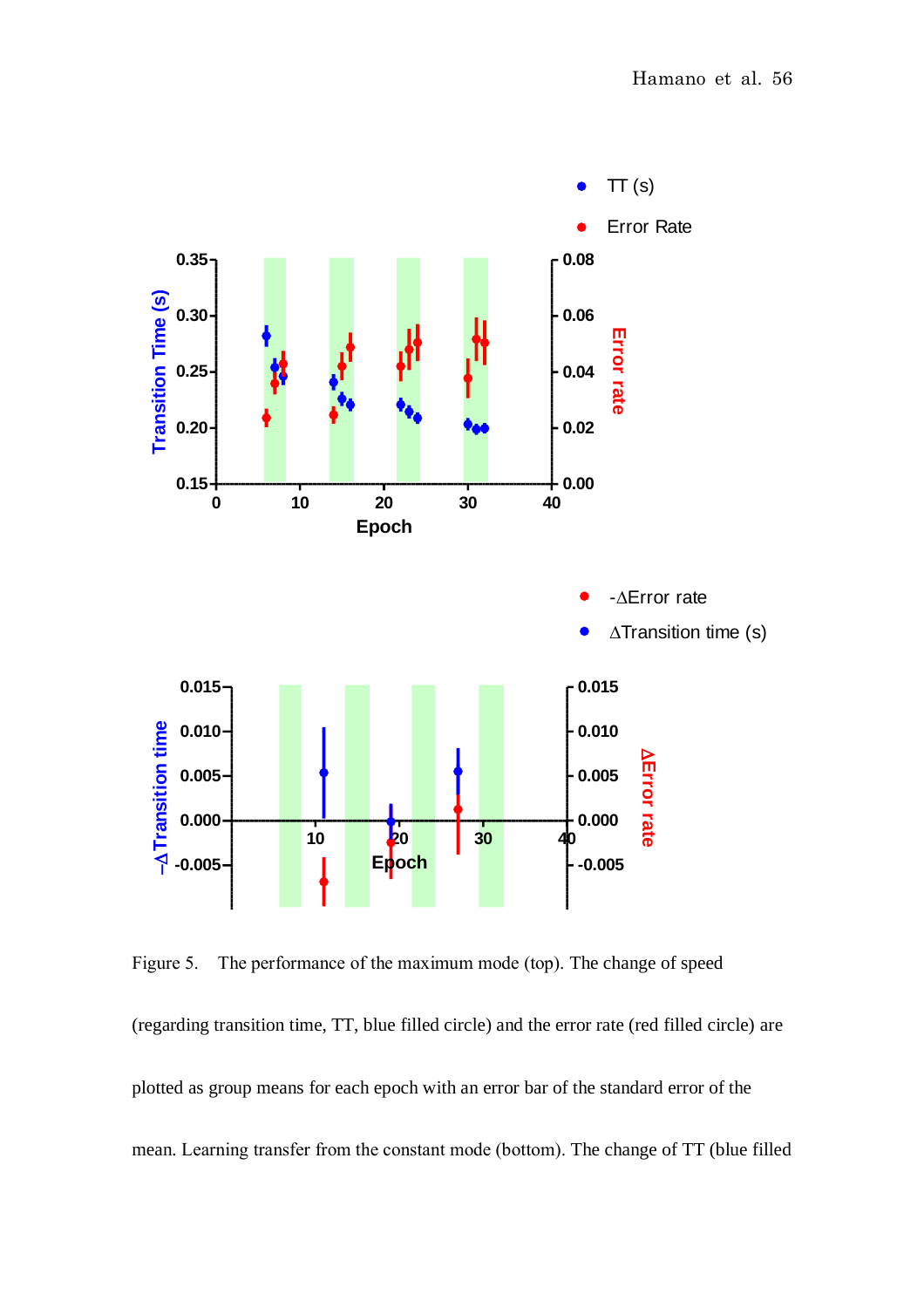Figure 5. The performance of the maximum mode (top). The change of speed (regarding transition time, TT, blue filled circle) and the error rate (red filled circle) are plotted as group means for each epoch with an error bar of the standard error of the mean. Learning transfer from the constant mode (bottom). The change of TT (blue filled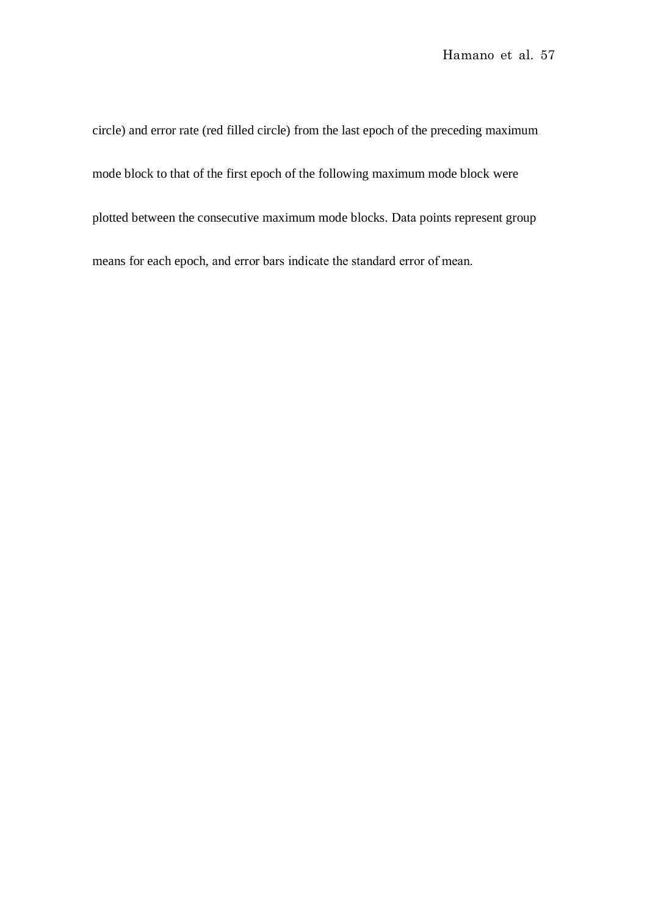circle) and error rate (red filled circle) from the last epoch of the preceding maximum mode block to that of the first epoch of the following maximum mode block were plotted between the consecutive maximum mode blocks. Data points represent group means for each epoch, and error bars indicate the standard error of mean.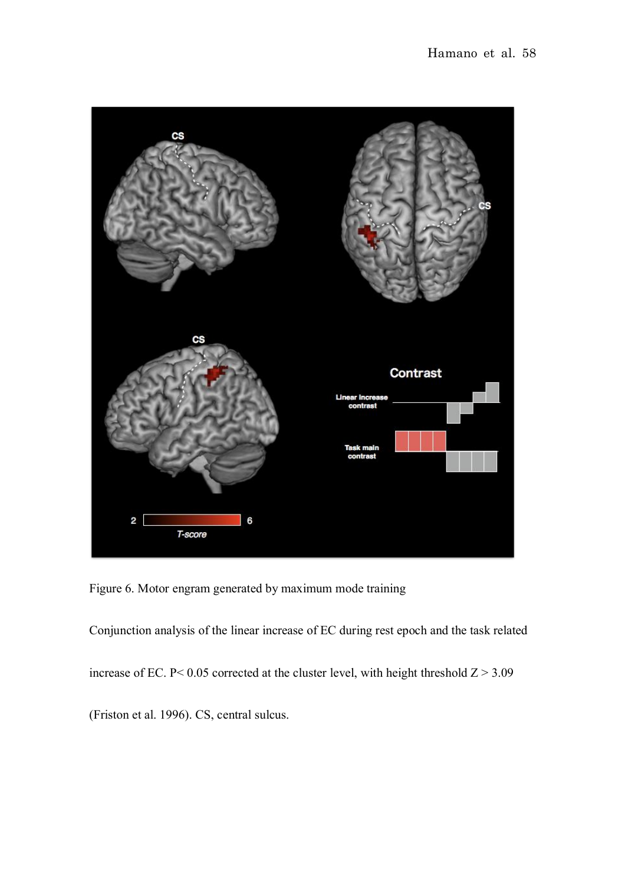Figure 6. Motor engram generated by maximum mode training

Conjunction analysis of the linear increase of EC during rest epoch and the task related increase of EC. P< 0.05 corrected at the cluster level, with height threshold Z > 3.09 (Friston et al. 1996). CS, central sulcus.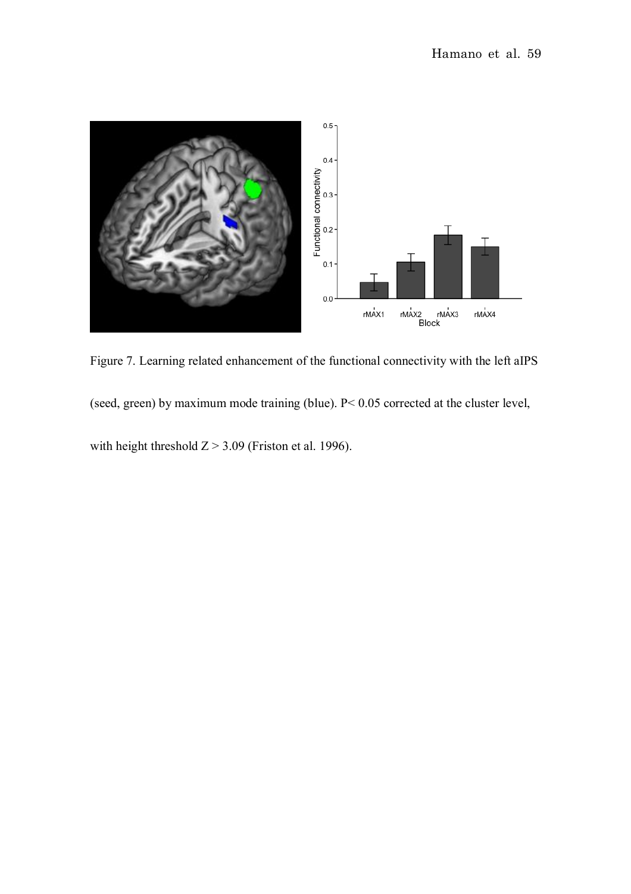Figure 7. Learning related enhancement of the functional connectivity with the left aIPS (seed, green) by maximum mode training (blue). $P < 0.05$ corrected at the cluster level, with height threshold $Z > 3.09$ (Friston et al. 1996).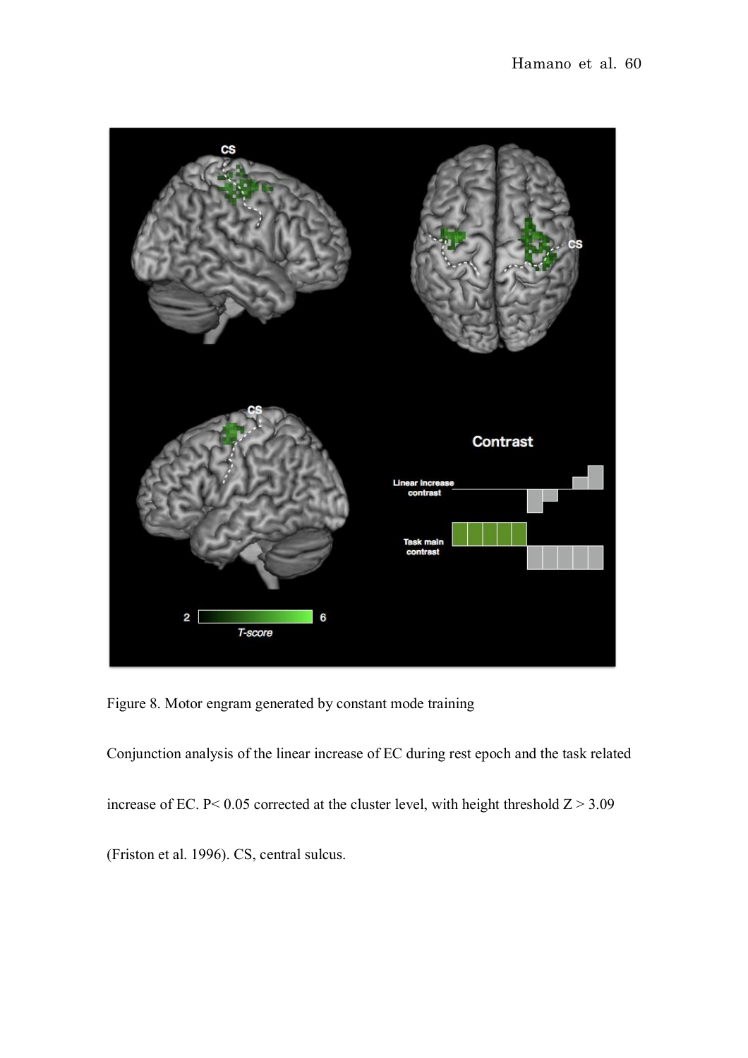Figure 8. Motor engram generated by constant mode training

Conjunction analysis of the linear increase of EC during rest epoch and the task related increase of EC. P< 0.05 corrected at the cluster level, with height threshold Z > 3.09 (Friston et al. 1996). CS, central sulcus.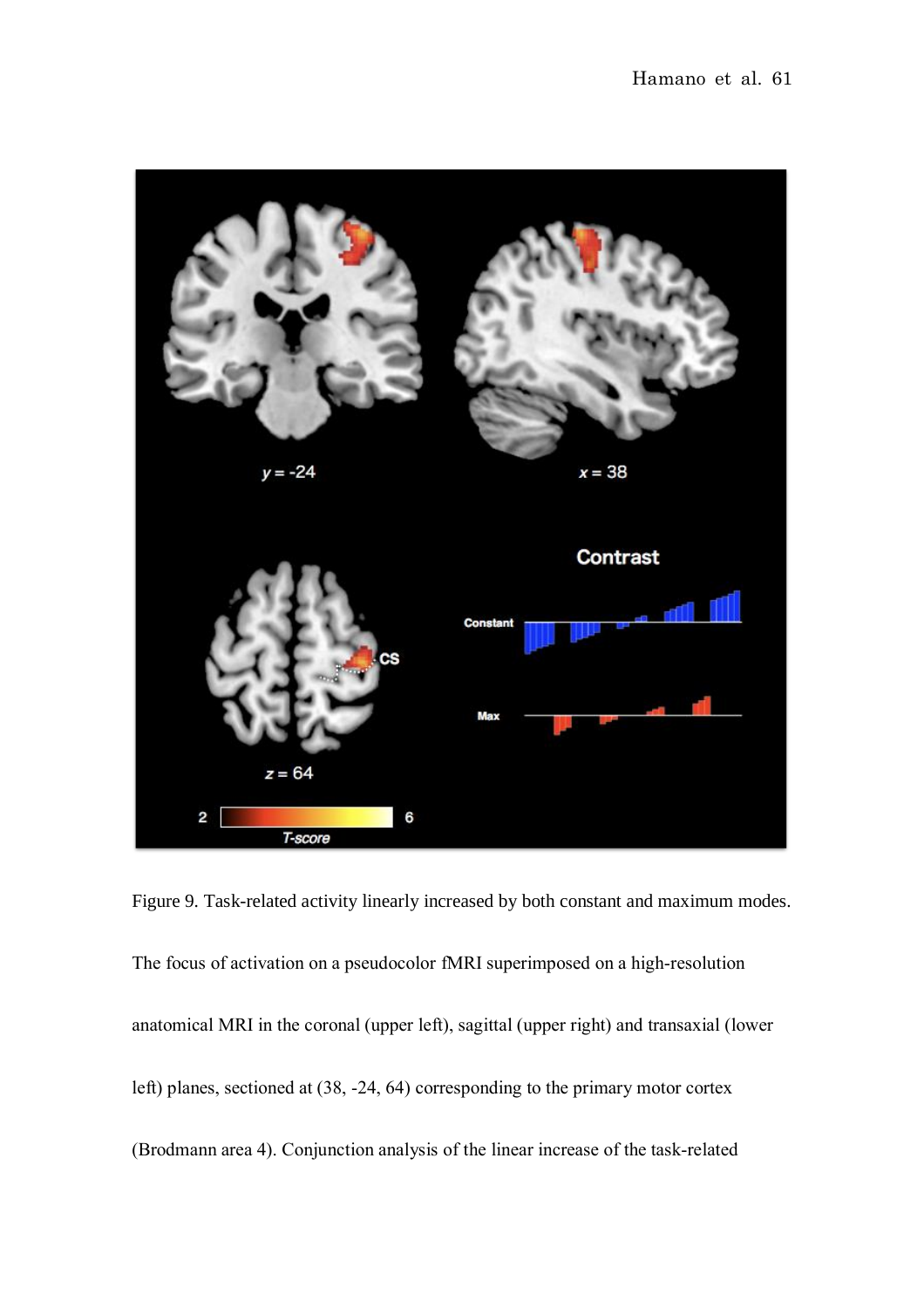Figure 9. Task-related activity linearly increased by both constant and maximum modes. The focus of activation on a pseudocolor fMRI superimposed on a high-resolution anatomical MRI in the coronal (upper left), sagittal (upper right) and transaxial (lower left) planes, sectioned at (38, -24, 64) corresponding to the primary motor cortex (Brodmann area 4). Conjunction analysis of the linear increase of the task-related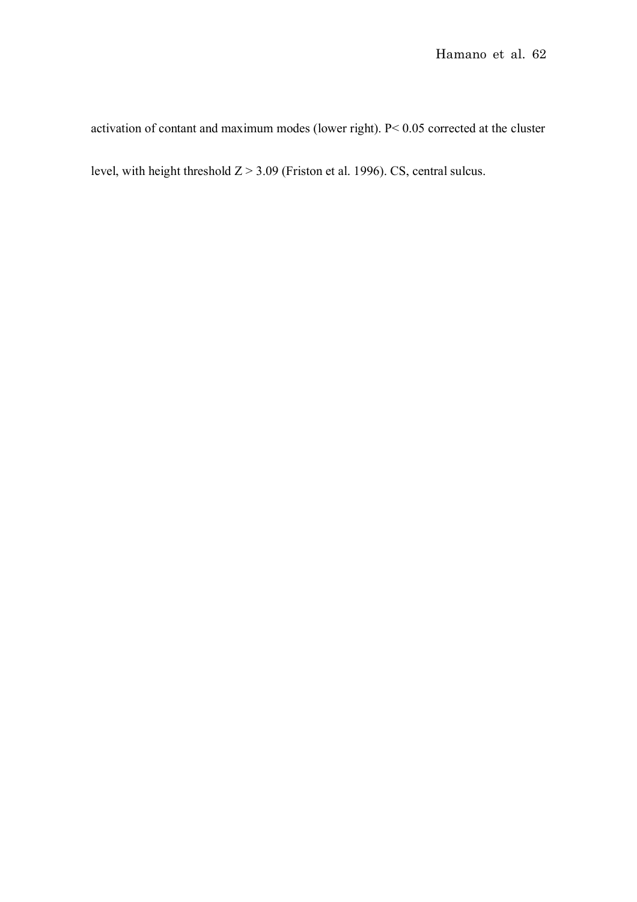activation of contant and maximum modes (lower right). $P < 0.05$ corrected at the cluster level, with height threshold $Z > 3.09$ (Friston et al. 1996). CS, central sulcus.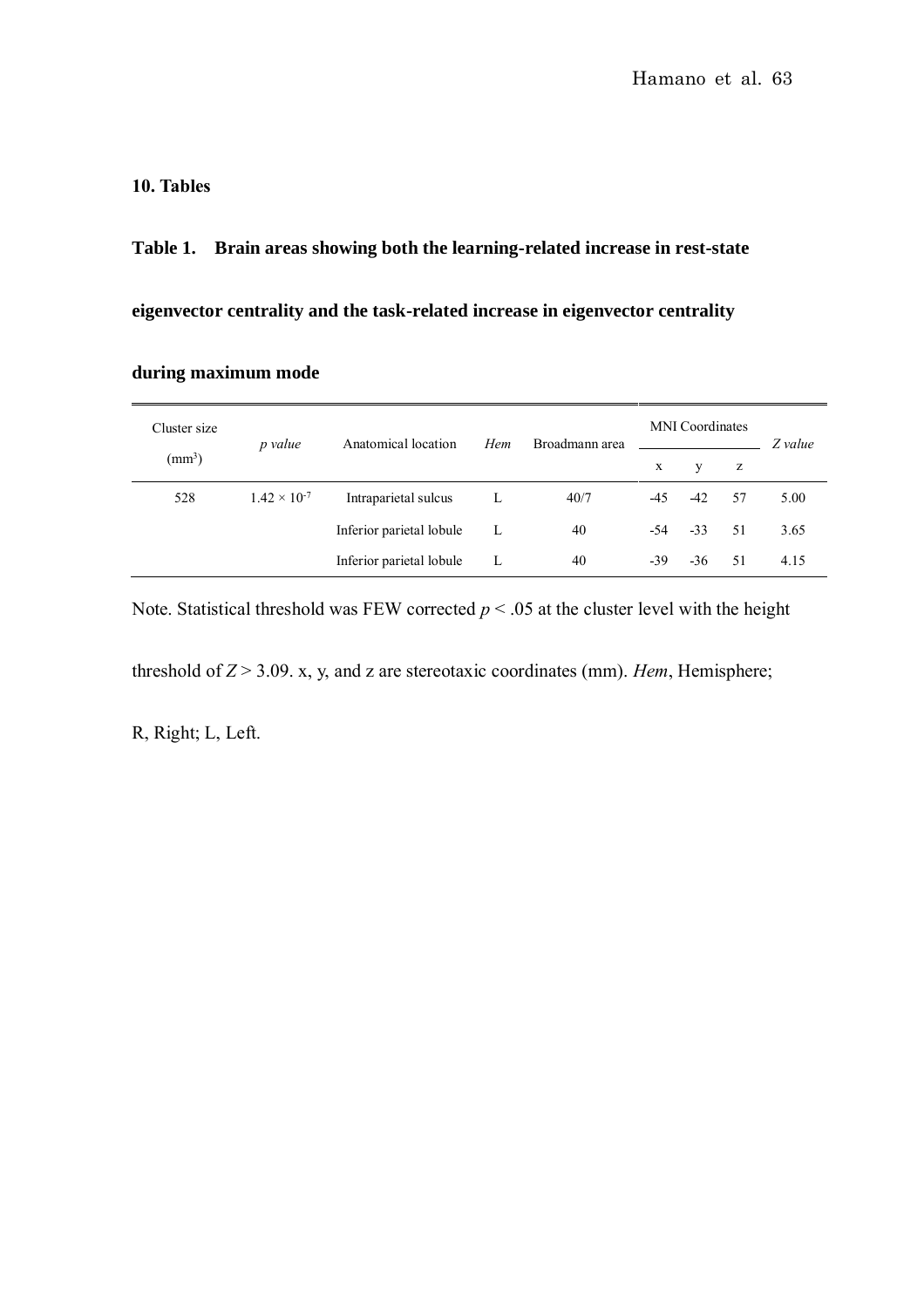## 10. Tables

**Table 1. Brain areas showing both the learning-related increase in rest-state eigenvector centrality and the task-related increase in eigenvector centrality during maximum mode**

| Cluster size ($mm^3$) | *p value* | Anatomical location | *Hem* | Broadmann area | MNI Coordinates | | | *Z value* |
|---|---|---|---|---|---|---|---|---|
| | | | | | x | y | z | |
| 528 | $1.42 \times 10^{-7}$ | Intraparietal sulcus | L | 40/7 | -45 | -42 | 57 | 5.00 |
| | | Inferior parietal lobule | L | 40 | -54 | -33 | 51 | 3.65 |
| | | Inferior parietal lobule | L | 40 | -39 | -36 | 51 | 4.15 |

Note. Statistical threshold was FEW corrected $p < .05$ at the cluster level with the height threshold of $Z > 3.09$. x, y, and z are stereotaxic coordinates (mm). *Hem*, Hemisphere; R, Right; L, Left.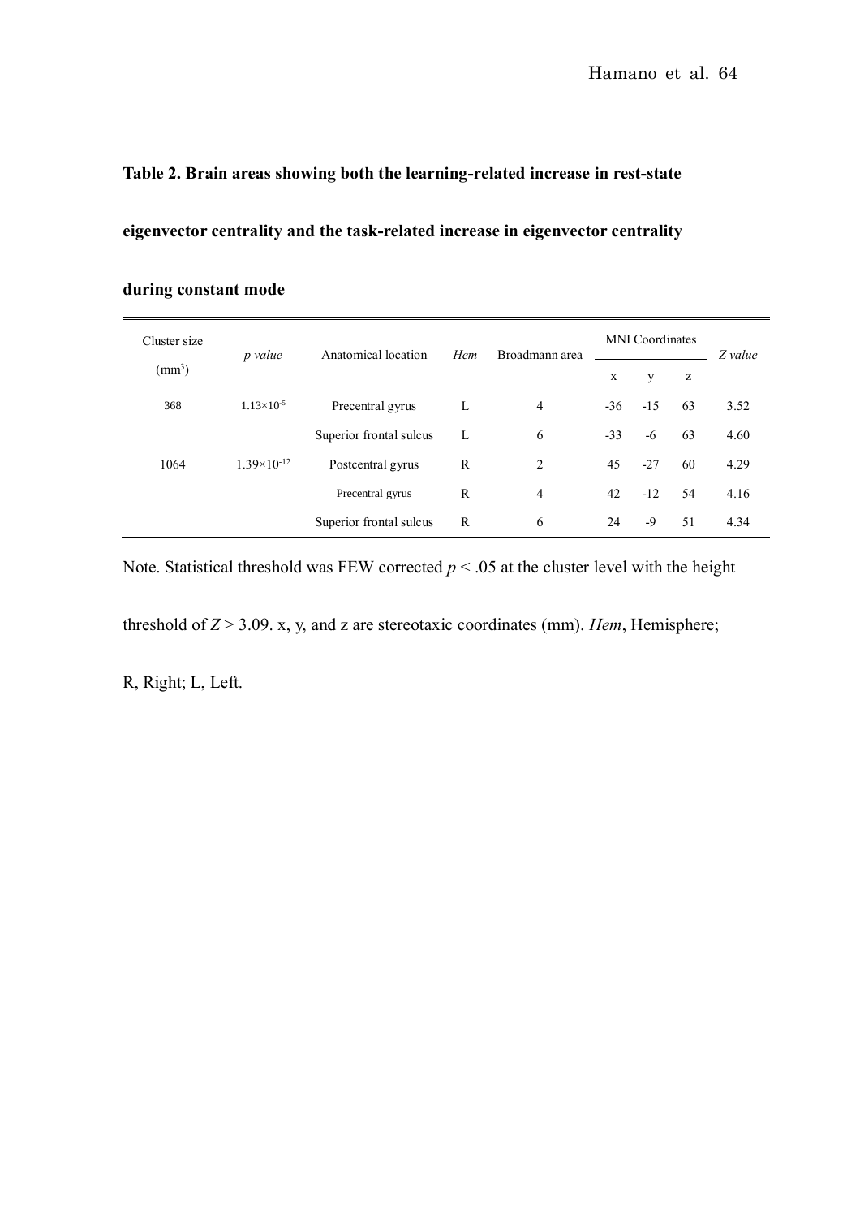**Table 2. Brain areas showing both the learning-related increase in rest-state eigenvector centrality and the task-related increase in eigenvector centrality during constant mode**

| Cluster size ($mm^3$) | *p value* | Anatomical location | *Hem* | Broadmann area | MNI Coordinates | | | *Z value* |
|---|---|---|---|---|---|---|---|---|
| | | | | | x | y | z | |
| 368 | $1.13 \times 10^{-5}$ | Precentral gyrus | L | 4 | -36 | -15 | 63 | 3.52 |
| | | Superior frontal sulcus | L | 6 | -33 | -6 | 63 | 4.60 |
| 1064 | $1.39 \times 10^{-12}$ | Postcentral gyrus | R | 2 | 45 | -27 | 60 | 4.29 |
| | | Precentral gyrus | R | 4 | 42 | -12 | 54 | 4.16 |
| | | Superior frontal sulcus | R | 6 | 24 | -9 | 51 | 4.34 |

Note. Statistical threshold was FEW corrected $p < .05$ at the cluster level with the height threshold of $Z > 3.09$. x, y, and z are stereotaxic coordinates (mm). *Hem*, Hemisphere; R, Right; L, Left.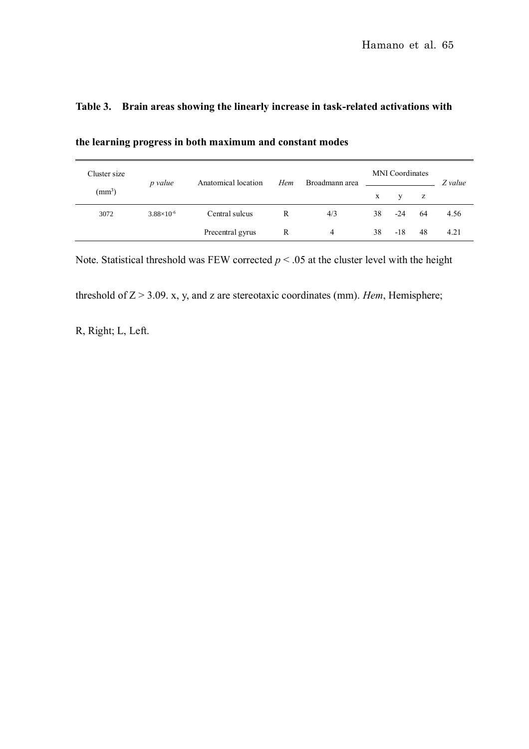**Table 3. Brain areas showing the linearly increase in task-related activations with the learning progress in both maximum and constant modes**

| Cluster size ($mm^3$) | *p value* | Anatomical location | *Hem* | Broadmann area | MNI Coordinates | | | *Z value* |
|---|---|---|---|---|---|---|---|---|
| | | | | | x | y | z | |
| 3072 | $3.88 \times 10^{-6}$ | Central sulcus | R | 4/3 | 38 | -24 | 64 | 4.56 |
| | | Precentral gyrus | R | 4 | 38 | -18 | 48 | 4.21 |

Note. Statistical threshold was FEW corrected $p < .05$ at the cluster level with the height threshold of $Z > 3.09$. x, y, and z are stereotaxic coordinates (mm). *Hem*, Hemisphere; R, Right; L, Left.